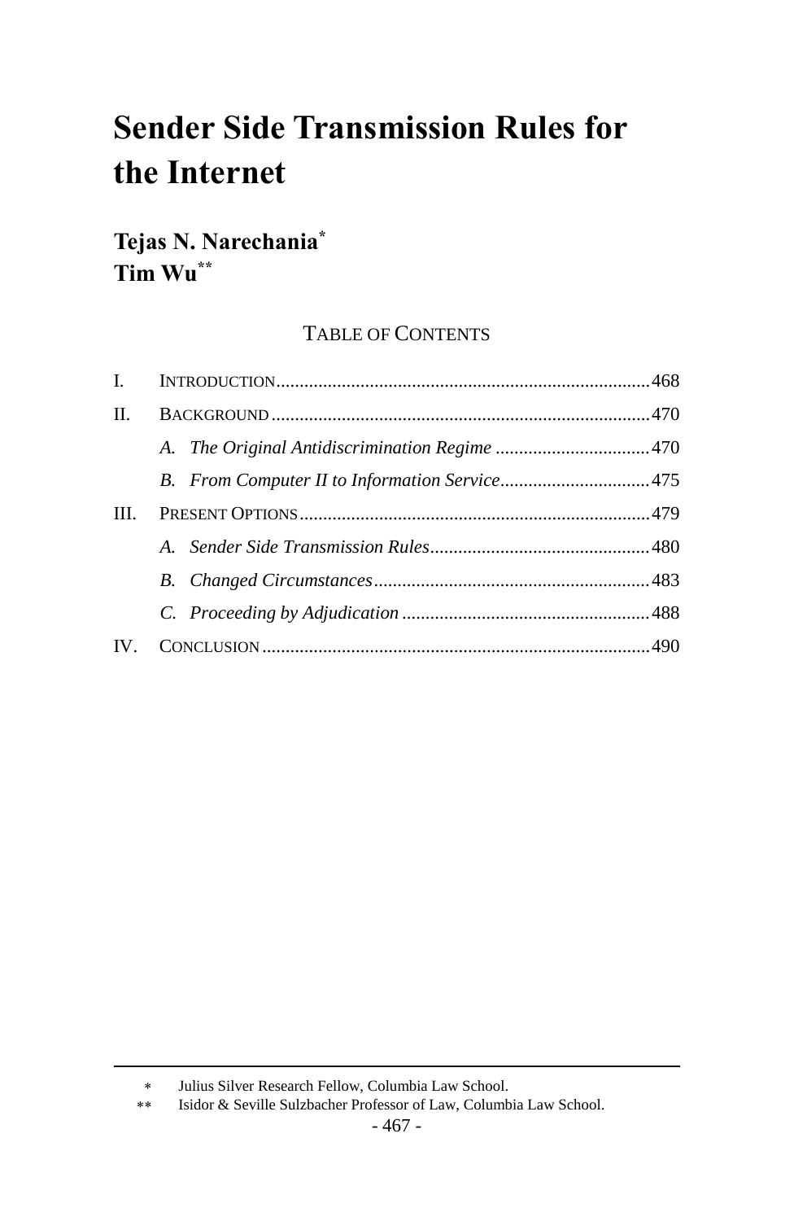# Sender Side Transmission Rules for the Internet

**Tejas N. Narechania[*]**
**Tim Wu[**]**

TABLE OF CONTENTS

| | | |
|---|---|---|
| I. | INTRODUCTION | 468 |
| II. | BACKGROUND | 470 |
| | *A. The Original Antidiscrimination Regime* | 470 |
| | *B. From Computer II to Information Service* | 475 |
| III. | PRESENT OPTIONS | 479 |
| | *A. Sender Side Transmission Rules* | 480 |
| | *B. Changed Circumstances* | 483 |
| | *C. Proceeding by Adjudication* | 488 |
| IV. | CONCLUSION | 490 |

---

[*] Julius Silver Research Fellow, Columbia Law School.

[**] Isidor & Seville Sulzbacher Professor of Law, Columbia Law School.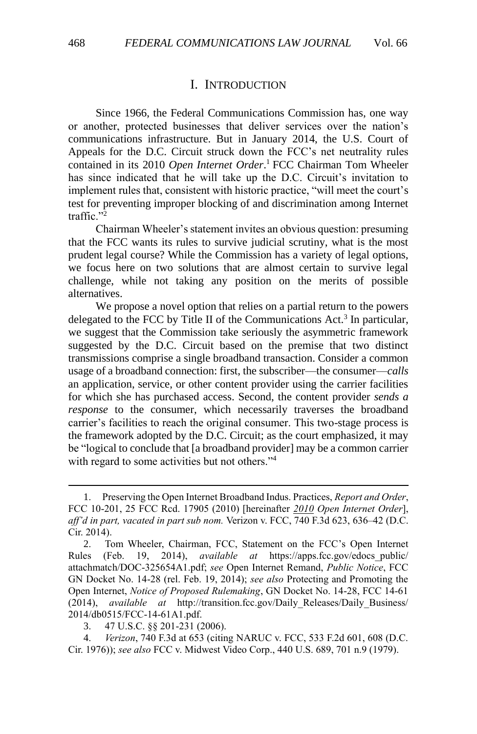# I. INTRODUCTION

Since 1966, the Federal Communications Commission has, one way or another, protected businesses that deliver services over the nation's communications infrastructure. But in January 2014, the U.S. Court of Appeals for the D.C. Circuit struck down the FCC's net neutrality rules contained in its 2010 *Open Internet Order*.[1] FCC Chairman Tom Wheeler has since indicated that he will take up the D.C. Circuit's invitation to implement rules that, consistent with historic practice, "will meet the court's test for preventing improper blocking of and discrimination among Internet traffic."[2]

Chairman Wheeler's statement invites an obvious question: presuming that the FCC wants its rules to survive judicial scrutiny, what is the most prudent legal course? While the Commission has a variety of legal options, we focus here on two solutions that are almost certain to survive legal challenge, while not taking any position on the merits of possible alternatives.

We propose a novel option that relies on a partial return to the powers delegated to the FCC by Title II of the Communications Act.[3] In particular, we suggest that the Commission take seriously the asymmetric framework suggested by the D.C. Circuit based on the premise that two distinct transmissions comprise a single broadband transaction. Consider a common usage of a broadband connection: first, the subscriber—the consumer—*calls* an application, service, or other content provider using the carrier facilities for which she has purchased access. Second, the content provider *sends a response* to the consumer, which necessarily traverses the broadband carrier's facilities to reach the original consumer. This two-stage process is the framework adopted by the D.C. Circuit; as the court emphasized, it may be "logical to conclude that [a broadband provider] may be a common carrier with regard to some activities but not others."[4]

---

1. Preserving the Open Internet Broadband Indus. Practices, *Report and Order*, FCC 10-201, 25 FCC Rcd. 17905 (2010) [hereinafter *2010 Open Internet Order*], *aff'd in part, vacated in part sub nom.* Verizon v. FCC, 740 F.3d 623, 636–42 (D.C. Cir. 2014).

2. Tom Wheeler, Chairman, FCC, Statement on the FCC's Open Internet Rules (Feb. 19, 2014), *available at* https://apps.fcc.gov/edocs_public/attachmatch/DOC-325654A1.pdf; *see* Open Internet Remand, *Public Notice*, FCC GN Docket No. 14-28 (rel. Feb. 19, 2014); *see also* Protecting and Promoting the Open Internet, *Notice of Proposed Rulemaking*, GN Docket No. 14-28, FCC 14-61 (2014), *available at* http://transition.fcc.gov/Daily_Releases/Daily_Business/2014/db0515/FCC-14-61A1.pdf.

3. 47 U.S.C. §§ 201-231 (2006).

4. *Verizon*, 740 F.3d at 653 (citing NARUC v. FCC, 533 F.2d 601, 608 (D.C. Cir. 1976)); *see also* FCC v. Midwest Video Corp., 440 U.S. 689, 701 n.9 (1979).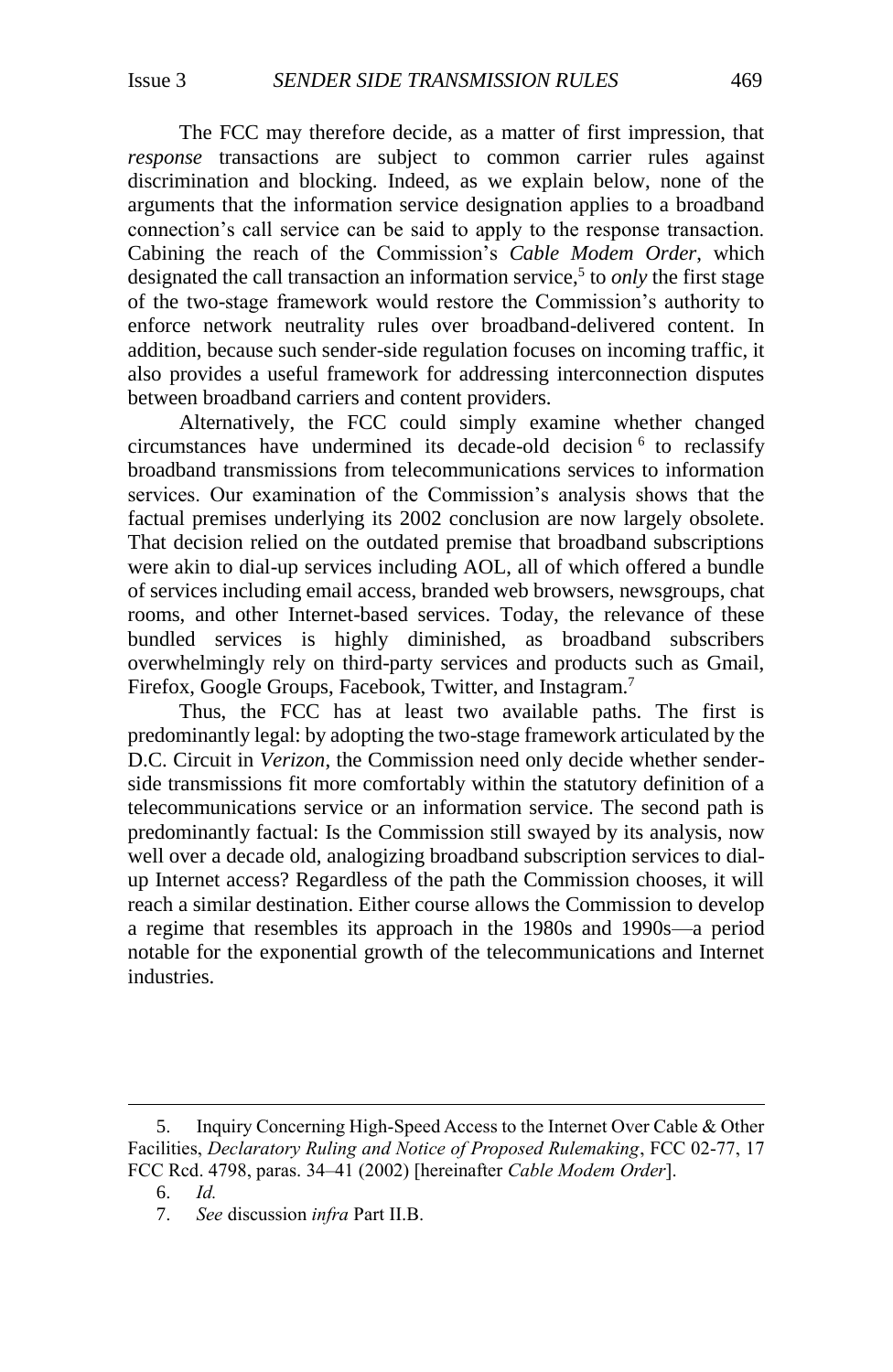The FCC may therefore decide, as a matter of first impression, that *response* transactions are subject to common carrier rules against discrimination and blocking. Indeed, as we explain below, none of the arguments that the information service designation applies to a broadband connection's call service can be said to apply to the response transaction. Cabining the reach of the Commission's *Cable Modem Order*, which designated the call transaction an information service,[5] to *only* the first stage of the two-stage framework would restore the Commission's authority to enforce network neutrality rules over broadband-delivered content. In addition, because such sender-side regulation focuses on incoming traffic, it also provides a useful framework for addressing interconnection disputes between broadband carriers and content providers.

Alternatively, the FCC could simply examine whether changed circumstances have undermined its decade-old decision[6] to reclassify broadband transmissions from telecommunications services to information services. Our examination of the Commission's analysis shows that the factual premises underlying its 2002 conclusion are now largely obsolete. That decision relied on the outdated premise that broadband subscriptions were akin to dial-up services including AOL, all of which offered a bundle of services including email access, branded web browsers, newsgroups, chat rooms, and other Internet-based services. Today, the relevance of these bundled services is highly diminished, as broadband subscribers overwhelmingly rely on third-party services and products such as Gmail, Firefox, Google Groups, Facebook, Twitter, and Instagram.[7]

Thus, the FCC has at least two available paths. The first is predominantly legal: by adopting the two-stage framework articulated by the D.C. Circuit in *Verizon*, the Commission need only decide whether sender-side transmissions fit more comfortably within the statutory definition of a telecommunications service or an information service. The second path is predominantly factual: Is the Commission still swayed by its analysis, now well over a decade old, analogizing broadband subscription services to dial-up Internet access? Regardless of the path the Commission chooses, it will reach a similar destination. Either course allows the Commission to develop a regime that resembles its approach in the 1980s and 1990s—a period notable for the exponential growth of the telecommunications and Internet industries.

---

5. Inquiry Concerning High-Speed Access to the Internet Over Cable & Other Facilities, *Declaratory Ruling and Notice of Proposed Rulemaking*, FCC 02-77, 17 FCC Rcd. 4798, paras. 34–41 (2002) [hereinafter *Cable Modem Order*].

6. *Id.*

7. *See* discussion *infra* Part II.B.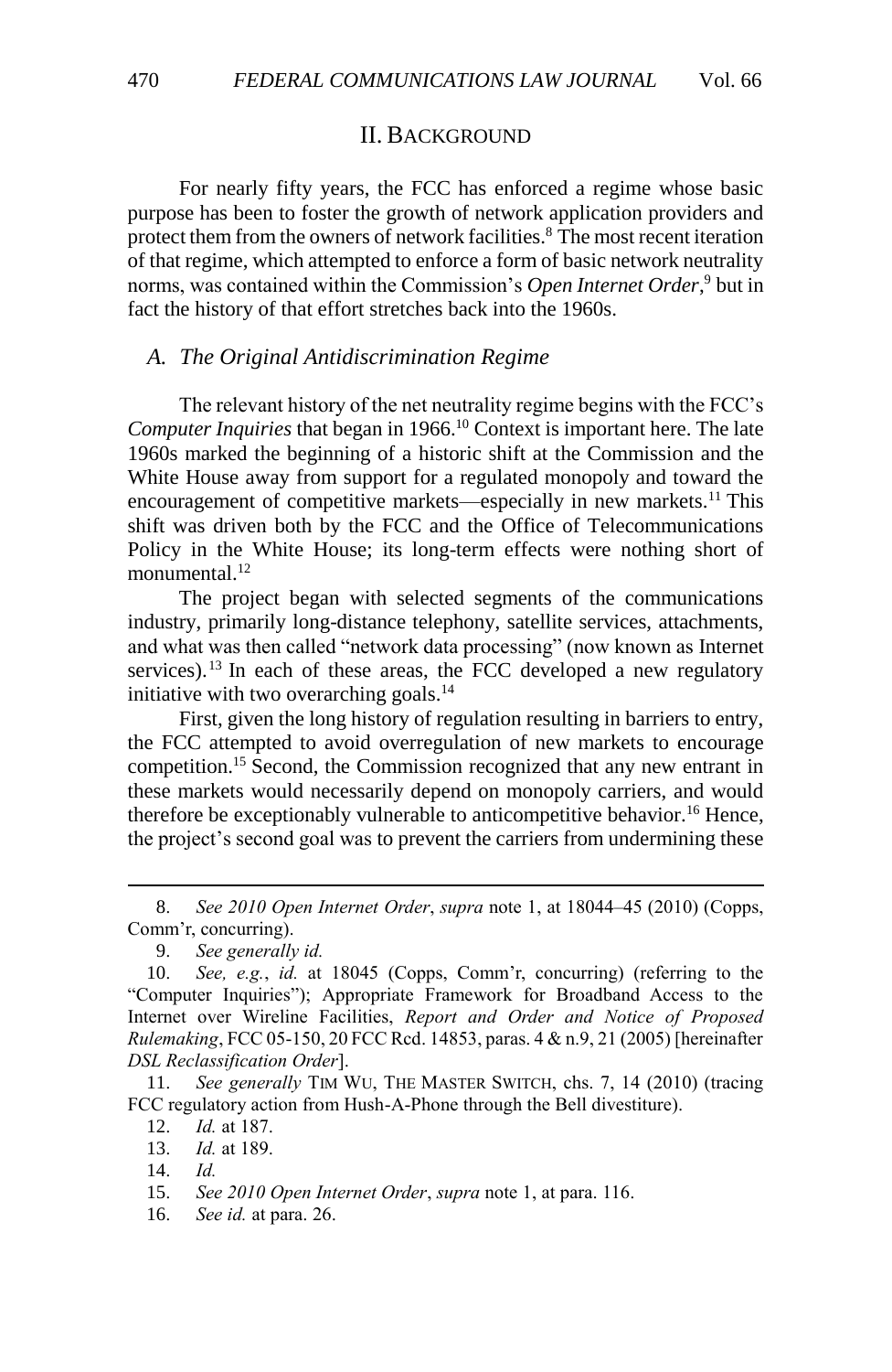## II. BACKGROUND

For nearly fifty years, the FCC has enforced a regime whose basic purpose has been to foster the growth of network application providers and protect them from the owners of network facilities.[8] The most recent iteration of that regime, which attempted to enforce a form of basic network neutrality norms, was contained within the Commission's *Open Internet Order*,[9] but in fact the history of that effort stretches back into the 1960s.

### *A. The Original Antidiscrimination Regime*

The relevant history of the net neutrality regime begins with the FCC's *Computer Inquiries* that began in 1966.[10] Context is important here. The late 1960s marked the beginning of a historic shift at the Commission and the White House away from support for a regulated monopoly and toward the encouragement of competitive markets—especially in new markets.[11] This shift was driven both by the FCC and the Office of Telecommunications Policy in the White House; its long-term effects were nothing short of monumental.[12]

The project began with selected segments of the communications industry, primarily long-distance telephony, satellite services, attachments, and what was then called "network data processing" (now known as Internet services).[13] In each of these areas, the FCC developed a new regulatory initiative with two overarching goals.[14]

First, given the long history of regulation resulting in barriers to entry, the FCC attempted to avoid overregulation of new markets to encourage competition.[15] Second, the Commission recognized that any new entrant in these markets would necessarily depend on monopoly carriers, and would therefore be exceptionally vulnerable to anticompetitive behavior.[16] Hence, the project's second goal was to prevent the carriers from undermining these

---

8. *See 2010 Open Internet Order*, *supra* note 1, at 18044–45 (2010) (Copps, Comm'r, concurring).

9. *See generally id.*

10. *See, e.g.*, *id.* at 18045 (Copps, Comm'r, concurring) (referring to the "Computer Inquiries"); Appropriate Framework for Broadband Access to the Internet over Wireline Facilities, *Report and Order and Notice of Proposed Rulemaking*, FCC 05-150, 20 FCC Rcd. 14853, paras. 4 & n.9, 21 (2005) [hereinafter *DSL Reclassification Order*].

11. *See generally* TIM WU, THE MASTER SWITCH, chs. 7, 14 (2010) (tracing FCC regulatory action from Hush-A-Phone through the Bell divestiture).

12. *Id.* at 187.

13. *Id.* at 189.

14. *Id.*

15. *See 2010 Open Internet Order*, *supra* note 1, at para. 116.

16. *See id.* at para. 26.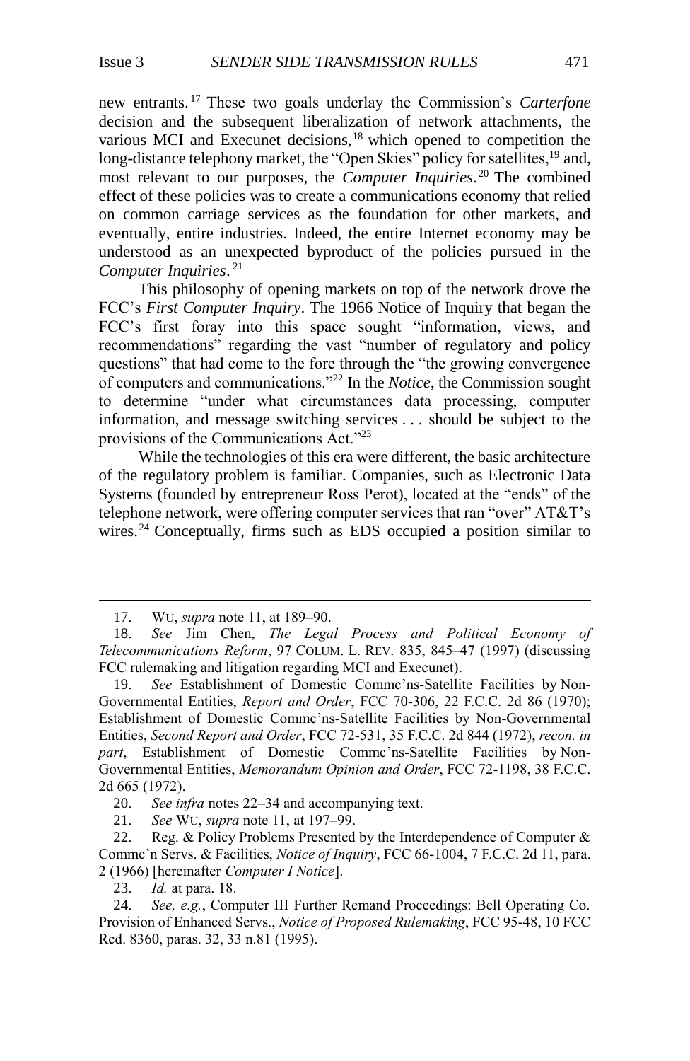new entrants.[17] These two goals underlay the Commission's *Carterfone* decision and the subsequent liberalization of network attachments, the various MCI and Execunet decisions,[18] which opened to competition the long-distance telephony market, the "Open Skies" policy for satellites,[19] and, most relevant to our purposes, the *Computer Inquiries*.[20] The combined effect of these policies was to create a communications economy that relied on common carriage services as the foundation for other markets, and eventually, entire industries. Indeed, the entire Internet economy may be understood as an unexpected byproduct of the policies pursued in the *Computer Inquiries*.[21]

This philosophy of opening markets on top of the network drove the FCC's *First Computer Inquiry*. The 1966 Notice of Inquiry that began the FCC's first foray into this space sought "information, views, and recommendations" regarding the vast "number of regulatory and policy questions" that had come to the fore through the "the growing convergence of computers and communications."[22] In the *Notice*, the Commission sought to determine "under what circumstances data processing, computer information, and message switching services . . . should be subject to the provisions of the Communications Act."[23]

While the technologies of this era were different, the basic architecture of the regulatory problem is familiar. Companies, such as Electronic Data Systems (founded by entrepreneur Ross Perot), located at the "ends" of the telephone network, were offering computer services that ran "over" AT&T's wires.[24] Conceptually, firms such as EDS occupied a position similar to

---

17. WU, *supra* note 11, at 189–90.

18. *See* Jim Chen, *The Legal Process and Political Economy of Telecommunications Reform*, 97 COLUM. L. REV. 835, 845–47 (1997) (discussing FCC rulemaking and litigation regarding MCI and Execunet).

19. *See* Establishment of Domestic Commc'ns-Satellite Facilities by Non-Governmental Entities, *Report and Order*, FCC 70-306, 22 F.C.C. 2d 86 (1970); Establishment of Domestic Commc'ns-Satellite Facilities by Non-Governmental Entities, *Second Report and Order*, FCC 72-531, 35 F.C.C. 2d 844 (1972), *recon. in part*, Establishment of Domestic Commc'ns-Satellite Facilities by Non-Governmental Entities, *Memorandum Opinion and Order*, FCC 72-1198, 38 F.C.C. 2d 665 (1972).

20. *See infra* notes 22–34 and accompanying text.

21. *See* WU, *supra* note 11, at 197–99.

22. Reg. & Policy Problems Presented by the Interdependence of Computer & Commc'n Servs. & Facilities, *Notice of Inquiry*, FCC 66-1004, 7 F.C.C. 2d 11, para. 2 (1966) [hereinafter *Computer I Notice*].

23. *Id.* at para. 18.

24. *See, e.g.*, Computer III Further Remand Proceedings: Bell Operating Co. Provision of Enhanced Servs., *Notice of Proposed Rulemaking*, FCC 95-48, 10 FCC Rcd. 8360, paras. 32, 33 n.81 (1995).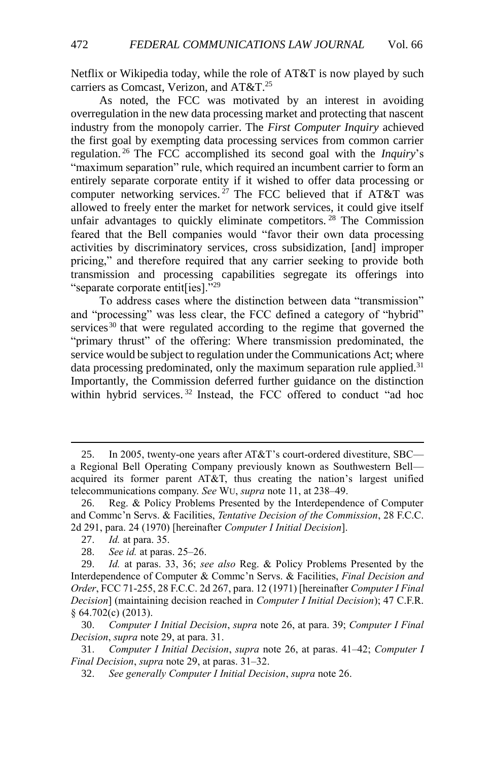Netflix or Wikipedia today, while the role of AT&T is now played by such carriers as Comcast, Verizon, and AT&T.[25]

As noted, the FCC was motivated by an interest in avoiding overregulation in the new data processing market and protecting that nascent industry from the monopoly carrier. The *First Computer Inquiry* achieved the first goal by exempting data processing services from common carrier regulation.[26] The FCC accomplished its second goal with the *Inquiry*'s "maximum separation" rule, which required an incumbent carrier to form an entirely separate corporate entity if it wished to offer data processing or computer networking services.[27] The FCC believed that if AT&T was allowed to freely enter the market for network services, it could give itself unfair advantages to quickly eliminate competitors.[28] The Commission feared that the Bell companies would "favor their own data processing activities by discriminatory services, cross subsidization, [and] improper pricing," and therefore required that any carrier seeking to provide both transmission and processing capabilities segregate its offerings into "separate corporate entit[ies]."[29]

To address cases where the distinction between data "transmission" and "processing" was less clear, the FCC defined a category of "hybrid" services[30] that were regulated according to the regime that governed the "primary thrust" of the offering: Where transmission predominated, the service would be subject to regulation under the Communications Act; where data processing predominated, only the maximum separation rule applied.[31] Importantly, the Commission deferred further guidance on the distinction within hybrid services.[32] Instead, the FCC offered to conduct "ad hoc

---

25. In 2005, twenty-one years after AT&T's court-ordered divestiture, SBC—a Regional Bell Operating Company previously known as Southwestern Bell—acquired its former parent AT&T, thus creating the nation's largest unified telecommunications company. *See* WU, *supra* note 11, at 238–49.

26. Reg. & Policy Problems Presented by the Interdependence of Computer and Commc'n Servs. & Facilities, *Tentative Decision of the Commission*, 28 F.C.C. 2d 291, para. 24 (1970) [hereinafter *Computer I Initial Decision*].

27. *Id.* at para. 35.

28. *See id.* at paras. 25–26.

29. *Id.* at paras. 33, 36; *see also* Reg. & Policy Problems Presented by the Interdependence of Computer & Commc'n Servs. & Facilities, *Final Decision and Order*, FCC 71-255, 28 F.C.C. 2d 267, para. 12 (1971) [hereinafter *Computer I Final Decision*] (maintaining decision reached in *Computer I Initial Decision*); 47 C.F.R. § 64.702(c) (2013).

30. *Computer I Initial Decision*, *supra* note 26, at para. 39; *Computer I Final Decision*, *supra* note 29, at para. 31.

31. *Computer I Initial Decision*, *supra* note 26, at paras. 41–42; *Computer I Final Decision*, *supra* note 29, at paras. 31–32.

32. *See generally Computer I Initial Decision*, *supra* note 26.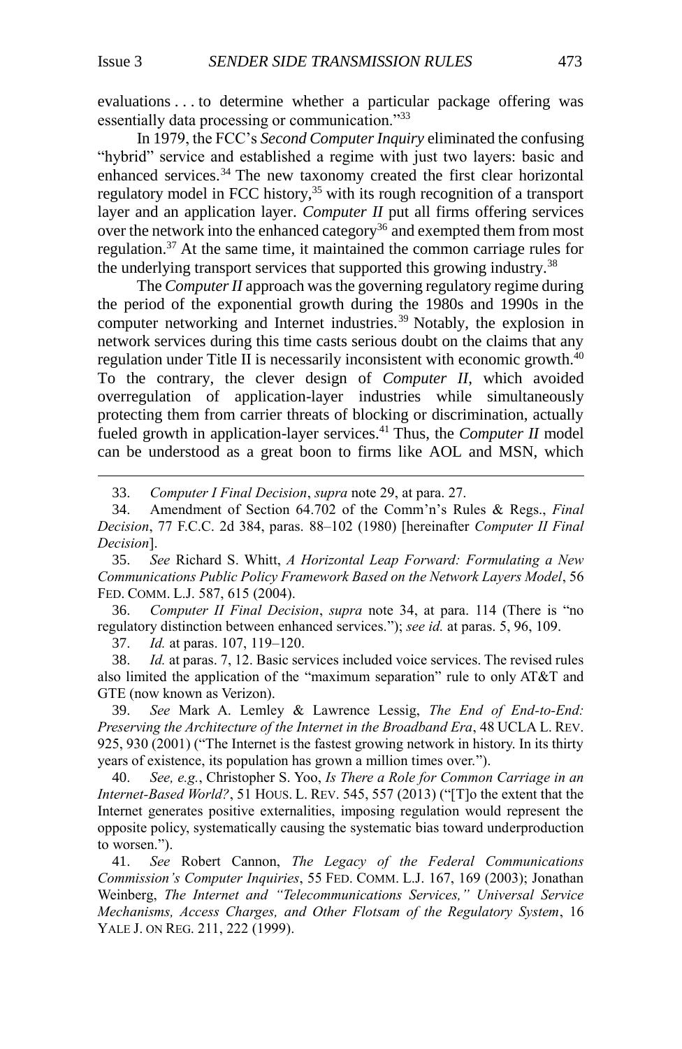evaluations . . . to determine whether a particular package offering was essentially data processing or communication."[33]

In 1979, the FCC's *Second Computer Inquiry* eliminated the confusing "hybrid" service and established a regime with just two layers: basic and enhanced services.[34] The new taxonomy created the first clear horizontal regulatory model in FCC history,[35] with its rough recognition of a transport layer and an application layer. *Computer II* put all firms offering services over the network into the enhanced category[36] and exempted them from most regulation.[37] At the same time, it maintained the common carriage rules for the underlying transport services that supported this growing industry.[38]

The *Computer II* approach was the governing regulatory regime during the period of the exponential growth during the 1980s and 1990s in the computer networking and Internet industries.[39] Notably, the explosion in network services during this time casts serious doubt on the claims that any regulation under Title II is necessarily inconsistent with economic growth.[40] To the contrary, the clever design of *Computer II*, which avoided overregulation of application-layer industries while simultaneously protecting them from carrier threats of blocking or discrimination, actually fueled growth in application-layer services.[41] Thus, the *Computer II* model can be understood as a great boon to firms like AOL and MSN, which

---

33. *Computer I Final Decision*, *supra* note 29, at para. 27.

34. Amendment of Section 64.702 of the Comm'n's Rules & Regs., *Final Decision*, 77 F.C.C. 2d 384, paras. 88–102 (1980) [hereinafter *Computer II Final Decision*].

35. *See* Richard S. Whitt, *A Horizontal Leap Forward: Formulating a New Communications Public Policy Framework Based on the Network Layers Model*, 56 FED. COMM. L.J. 587, 615 (2004).

36. *Computer II Final Decision*, *supra* note 34, at para. 114 (There is "no regulatory distinction between enhanced services."); *see id.* at paras. 5, 96, 109.

37. *Id.* at paras. 107, 119–120.

38. *Id.* at paras. 7, 12. Basic services included voice services. The revised rules also limited the application of the "maximum separation" rule to only AT&T and GTE (now known as Verizon).

39. *See* Mark A. Lemley & Lawrence Lessig, *The End of End-to-End: Preserving the Architecture of the Internet in the Broadband Era*, 48 UCLA L. REV. 925, 930 (2001) ("The Internet is the fastest growing network in history. In its thirty years of existence, its population has grown a million times over.").

40. *See, e.g.*, Christopher S. Yoo, *Is There a Role for Common Carriage in an Internet-Based World?*, 51 HOUS. L. REV. 545, 557 (2013) ("[T]o the extent that the Internet generates positive externalities, imposing regulation would represent the opposite policy, systematically causing the systematic bias toward underproduction to worsen.").

41. *See* Robert Cannon, *The Legacy of the Federal Communications Commission's Computer Inquiries*, 55 FED. COMM. L.J. 167, 169 (2003); Jonathan Weinberg, *The Internet and "Telecommunications Services," Universal Service Mechanisms, Access Charges, and Other Flotsam of the Regulatory System*, 16 YALE J. ON REG. 211, 222 (1999).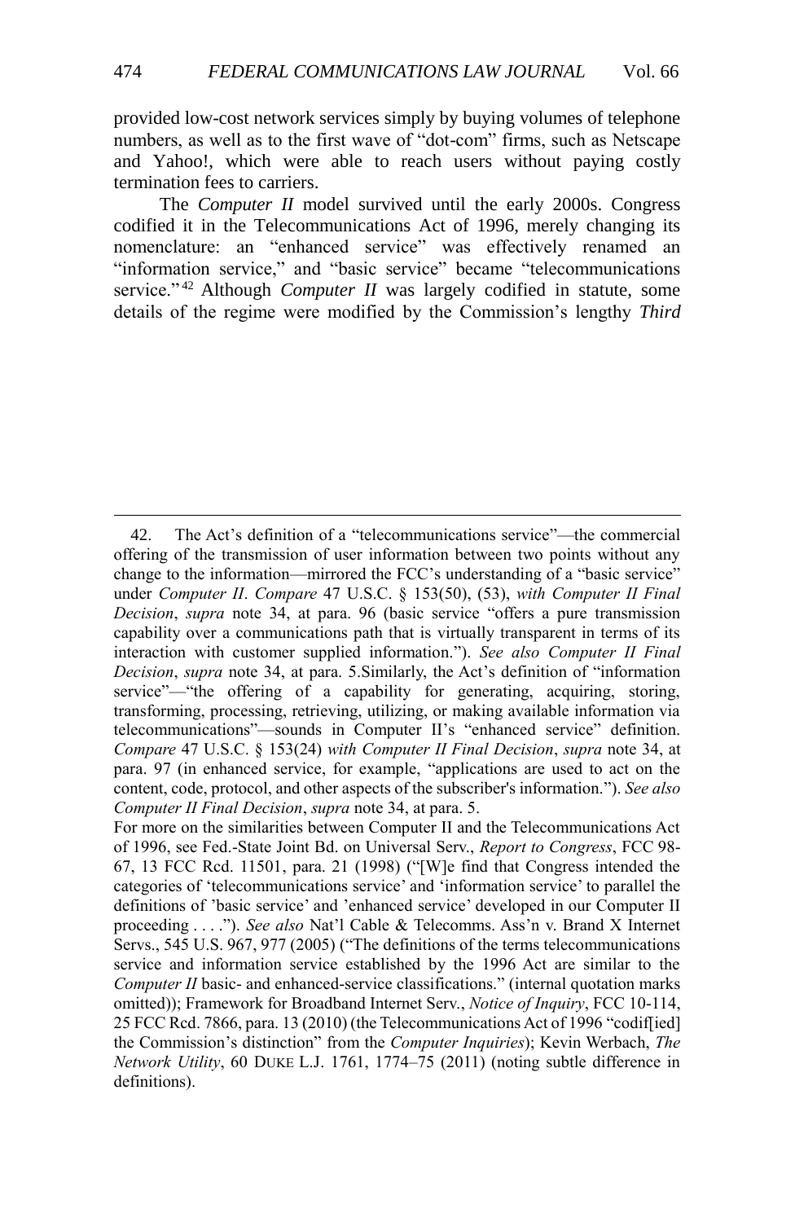provided low-cost network services simply by buying volumes of telephone numbers, as well as to the first wave of "dot-com" firms, such as Netscape and Yahoo!, which were able to reach users without paying costly termination fees to carriers.

The *Computer II* model survived until the early 2000s. Congress codified it in the Telecommunications Act of 1996, merely changing its nomenclature: an "enhanced service" was effectively renamed an "information service," and "basic service" became "telecommunications service."[42] Although *Computer II* was largely codified in statute, some details of the regime were modified by the Commission's lengthy *Third*

---

42. The Act's definition of a "telecommunications service"—the commercial offering of the transmission of user information between two points without any change to the information—mirrored the FCC's understanding of a "basic service" under *Computer II*. *Compare* 47 U.S.C. § 153(50), (53), *with Computer II Final Decision*, *supra* note 34, at para. 96 (basic service "offers a pure transmission capability over a communications path that is virtually transparent in terms of its interaction with customer supplied information."). *See also Computer II Final Decision*, *supra* note 34, at para. 5.Similarly, the Act's definition of "information service"—"the offering of a capability for generating, acquiring, storing, transforming, processing, retrieving, utilizing, or making available information via telecommunications"—sounds in Computer II's "enhanced service" definition. *Compare* 47 U.S.C. § 153(24) *with Computer II Final Decision*, *supra* note 34, at para. 97 (in enhanced service, for example, "applications are used to act on the content, code, protocol, and other aspects of the subscriber's information."). *See also Computer II Final Decision*, *supra* note 34, at para. 5.

For more on the similarities between Computer II and the Telecommunications Act of 1996, see Fed.-State Joint Bd. on Universal Serv., *Report to Congress*, FCC 98-67, 13 FCC Rcd. 11501, para. 21 (1998) ("[W]e find that Congress intended the categories of 'telecommunications service' and 'information service' to parallel the definitions of 'basic service' and 'enhanced service' developed in our Computer II proceeding . . . ."). *See also* Nat'l Cable & Telecomms. Ass'n v. Brand X Internet Servs., 545 U.S. 967, 977 (2005) ("The definitions of the terms telecommunications service and information service established by the 1996 Act are similar to the *Computer II* basic- and enhanced-service classifications." (internal quotation marks omitted)); Framework for Broadband Internet Serv., *Notice of Inquiry*, FCC 10-114, 25 FCC Rcd. 7866, para. 13 (2010) (the Telecommunications Act of 1996 "codif[ied] the Commission's distinction" from the *Computer Inquiries*); Kevin Werbach, *The Network Utility*, 60 DUKE L.J. 1761, 1774–75 (2011) (noting subtle difference in definitions).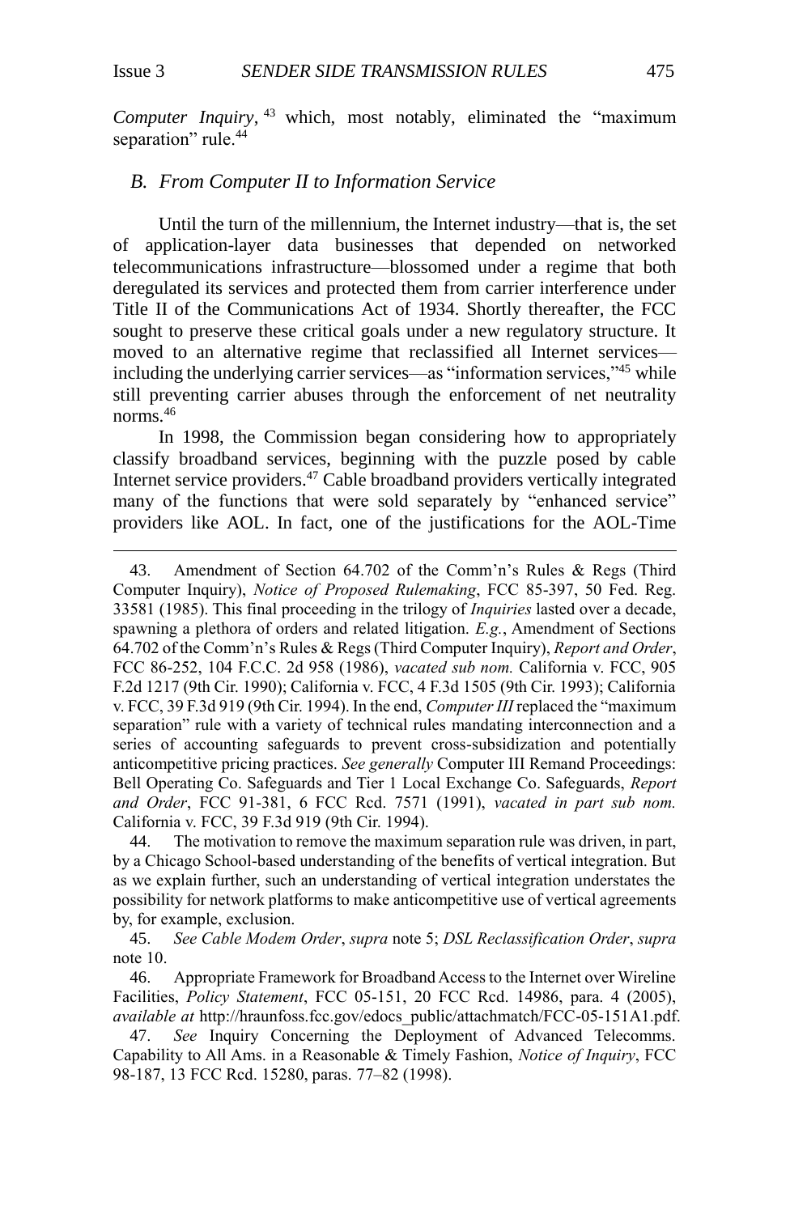*Computer Inquiry*,[43] which, most notably, eliminated the "maximum separation" rule.[44]

### *B. From Computer II to Information Service*

Until the turn of the millennium, the Internet industry—that is, the set of application-layer data businesses that depended on networked telecommunications infrastructure—blossomed under a regime that both deregulated its services and protected them from carrier interference under Title II of the Communications Act of 1934. Shortly thereafter, the FCC sought to preserve these critical goals under a new regulatory structure. It moved to an alternative regime that reclassified all Internet services—including the underlying carrier services—as "information services,"[45] while still preventing carrier abuses through the enforcement of net neutrality norms.[46]

In 1998, the Commission began considering how to appropriately classify broadband services, beginning with the puzzle posed by cable Internet service providers.[47] Cable broadband providers vertically integrated many of the functions that were sold separately by "enhanced service" providers like AOL. In fact, one of the justifications for the AOL-Time

---

43. Amendment of Section 64.702 of the Comm'n's Rules & Regs (Third Computer Inquiry), *Notice of Proposed Rulemaking*, FCC 85-397, 50 Fed. Reg. 33581 (1985). This final proceeding in the trilogy of *Inquiries* lasted over a decade, spawning a plethora of orders and related litigation. *E.g.*, Amendment of Sections 64.702 of the Comm'n's Rules & Regs (Third Computer Inquiry), *Report and Order*, FCC 86-252, 104 F.C.C. 2d 958 (1986), *vacated sub nom.* California v. FCC, 905 F.2d 1217 (9th Cir. 1990); California v. FCC, 4 F.3d 1505 (9th Cir. 1993); California v. FCC, 39 F.3d 919 (9th Cir. 1994). In the end, *Computer III* replaced the "maximum separation" rule with a variety of technical rules mandating interconnection and a series of accounting safeguards to prevent cross-subsidization and potentially anticompetitive pricing practices. *See generally* Computer III Remand Proceedings: Bell Operating Co. Safeguards and Tier 1 Local Exchange Co. Safeguards, *Report and Order*, FCC 91-381, 6 FCC Rcd. 7571 (1991), *vacated in part sub nom.* California v. FCC, 39 F.3d 919 (9th Cir. 1994).

44. The motivation to remove the maximum separation rule was driven, in part, by a Chicago School-based understanding of the benefits of vertical integration. But as we explain further, such an understanding of vertical integration understates the possibility for network platforms to make anticompetitive use of vertical agreements by, for example, exclusion.

45. *See Cable Modem Order*, *supra* note 5; *DSL Reclassification Order*, *supra* note 10.

46. Appropriate Framework for Broadband Access to the Internet over Wireline Facilities, *Policy Statement*, FCC 05-151, 20 FCC Rcd. 14986, para. 4 (2005), *available at* http://hraunfoss.fcc.gov/edocs_public/attachmatch/FCC-05-151A1.pdf.

47. *See* Inquiry Concerning the Deployment of Advanced Telecomms. Capability to All Ams. in a Reasonable & Timely Fashion, *Notice of Inquiry*, FCC 98-187, 13 FCC Rcd. 15280, paras. 77–82 (1998).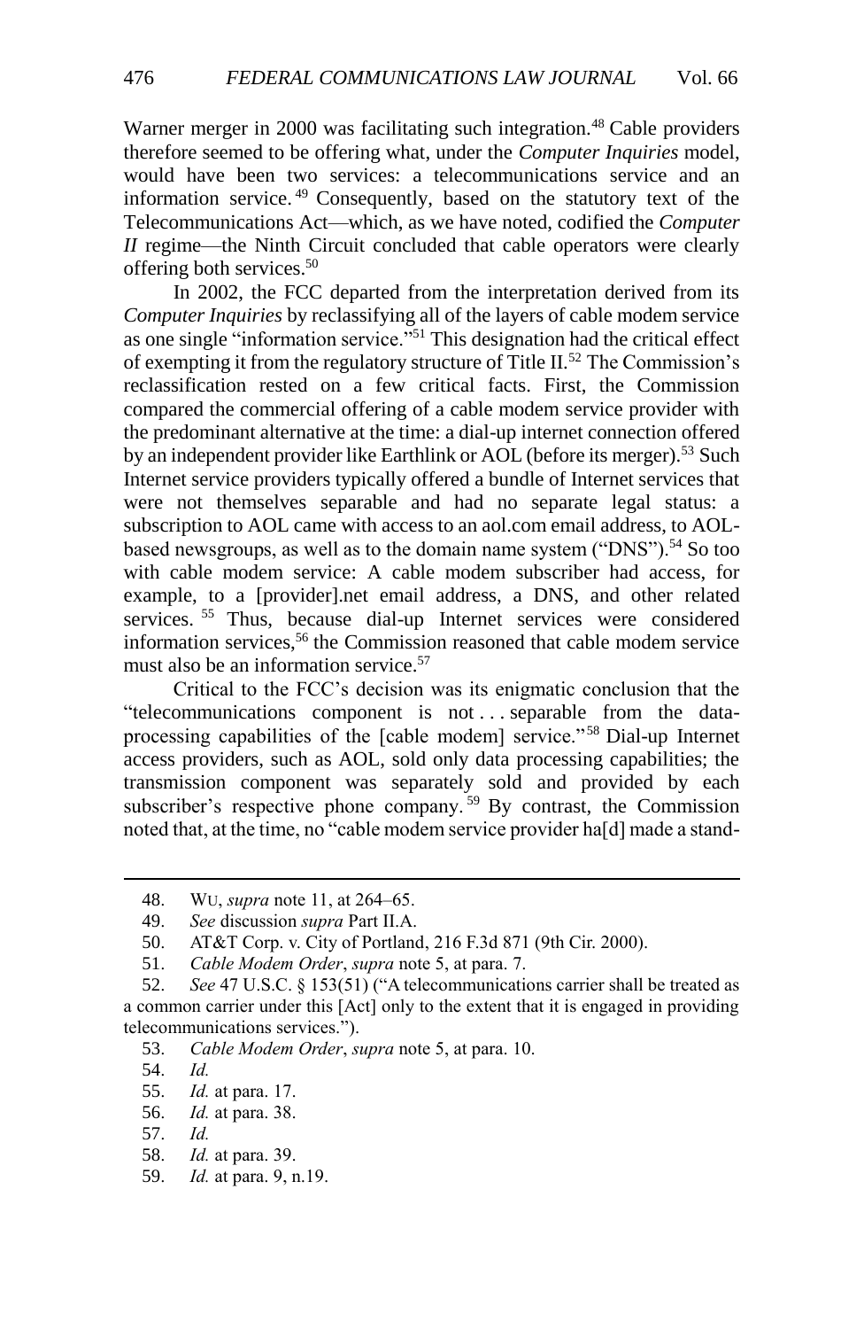Warner merger in 2000 was facilitating such integration.[48] Cable providers therefore seemed to be offering what, under the *Computer Inquiries* model, would have been two services: a telecommunications service and an information service.[49] Consequently, based on the statutory text of the Telecommunications Act—which, as we have noted, codified the *Computer II* regime—the Ninth Circuit concluded that cable operators were clearly offering both services.[50]

In 2002, the FCC departed from the interpretation derived from its *Computer Inquiries* by reclassifying all of the layers of cable modem service as one single "information service."[51] This designation had the critical effect of exempting it from the regulatory structure of Title II.[52] The Commission's reclassification rested on a few critical facts. First, the Commission compared the commercial offering of a cable modem service provider with the predominant alternative at the time: a dial-up internet connection offered by an independent provider like Earthlink or AOL (before its merger).[53] Such Internet service providers typically offered a bundle of Internet services that were not themselves separable and had no separate legal status: a subscription to AOL came with access to an aol.com email address, to AOL-based newsgroups, as well as to the domain name system ("DNS").[54] So too with cable modem service: A cable modem subscriber had access, for example, to a [provider].net email address, a DNS, and other related services.[55] Thus, because dial-up Internet services were considered information services,[56] the Commission reasoned that cable modem service must also be an information service.[57]

Critical to the FCC's decision was its enigmatic conclusion that the "telecommunications component is not . . . separable from the data-processing capabilities of the [cable modem] service."[58] Dial-up Internet access providers, such as AOL, sold only data processing capabilities; the transmission component was separately sold and provided by each subscriber's respective phone company.[59] By contrast, the Commission noted that, at the time, no "cable modem service provider ha[d] made a stand-

---

48. WU, *supra* note 11, at 264–65.

49. *See* discussion *supra* Part II.A.

50. AT&T Corp. v. City of Portland, 216 F.3d 871 (9th Cir. 2000).

51. *Cable Modem Order*, *supra* note 5, at para. 7.

52. *See* 47 U.S.C. § 153(51) ("A telecommunications carrier shall be treated as a common carrier under this [Act] only to the extent that it is engaged in providing telecommunications services.").

53. *Cable Modem Order*, *supra* note 5, at para. 10.

54. *Id.*

55. *Id.* at para. 17.

56. *Id.* at para. 38.

57. *Id.*

58. *Id.* at para. 39.

59. *Id.* at para. 9, n.19.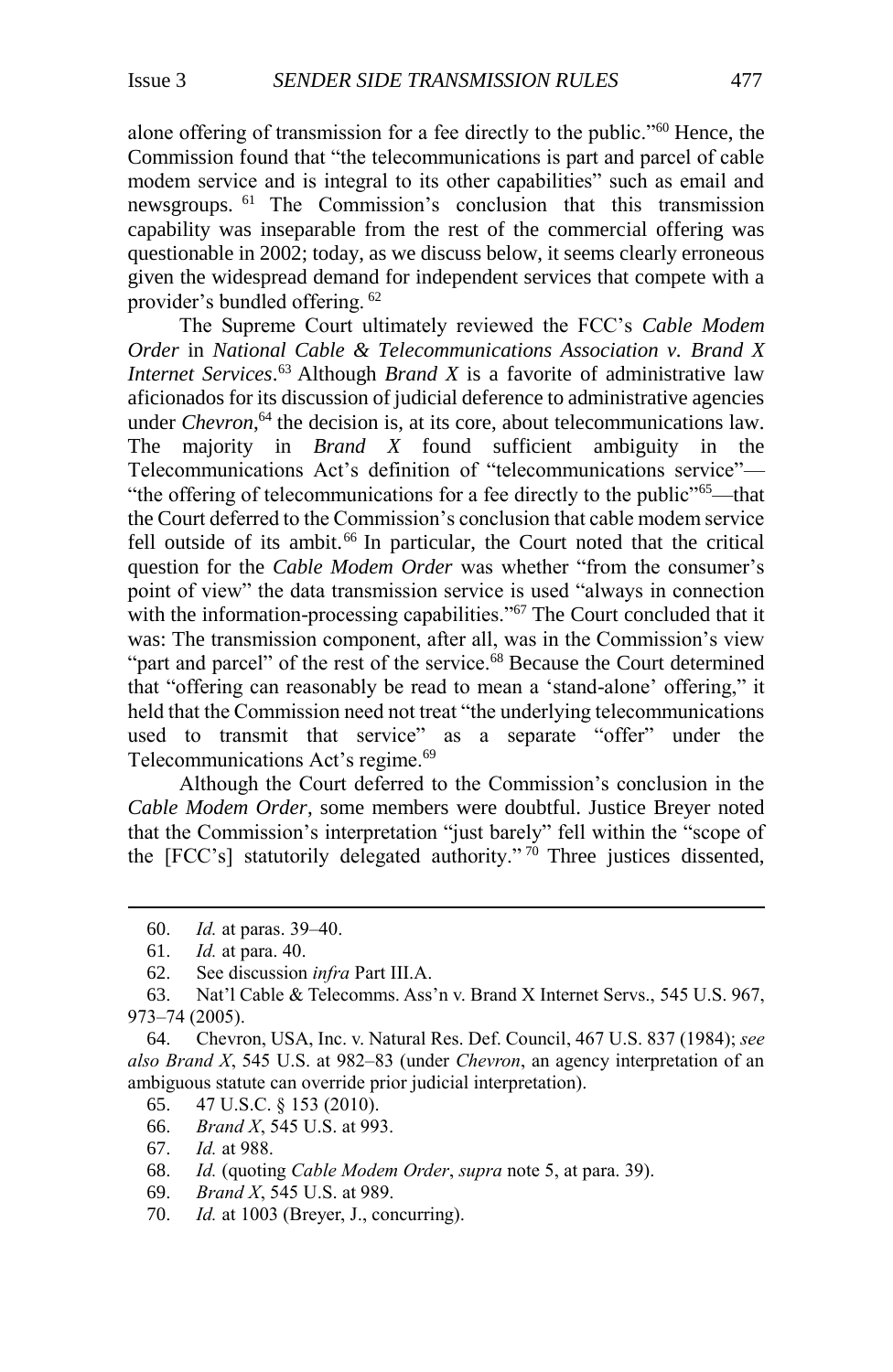alone offering of transmission for a fee directly to the public."[60] Hence, the Commission found that "the telecommunications is part and parcel of cable modem service and is integral to its other capabilities" such as email and newsgroups. [61] The Commission's conclusion that this transmission capability was inseparable from the rest of the commercial offering was questionable in 2002; today, as we discuss below, it seems clearly erroneous given the widespread demand for independent services that compete with a provider's bundled offering. [62]

The Supreme Court ultimately reviewed the FCC's *Cable Modem Order* in *National Cable & Telecommunications Association v. Brand X Internet Services*.[63] Although *Brand X* is a favorite of administrative law aficionados for its discussion of judicial deference to administrative agencies under *Chevron*,[64] the decision is, at its core, about telecommunications law. The majority in *Brand X* found sufficient ambiguity in the Telecommunications Act's definition of "telecommunications service"—"the offering of telecommunications for a fee directly to the public"[65]—that the Court deferred to the Commission's conclusion that cable modem service fell outside of its ambit.[66] In particular, the Court noted that the critical question for the *Cable Modem Order* was whether "from the consumer's point of view" the data transmission service is used "always in connection with the information-processing capabilities."[67] The Court concluded that it was: The transmission component, after all, was in the Commission's view "part and parcel" of the rest of the service.[68] Because the Court determined that "offering can reasonably be read to mean a 'stand-alone' offering," it held that the Commission need not treat "the underlying telecommunications used to transmit that service" as a separate "offer" under the Telecommunications Act's regime.[69]

Although the Court deferred to the Commission's conclusion in the *Cable Modem Order*, some members were doubtful. Justice Breyer noted that the Commission's interpretation "just barely" fell within the "scope of the [FCC's] statutorily delegated authority." [70] Three justices dissented,

---

60. *Id.* at paras. 39–40.

61. *Id.* at para. 40.

62. See discussion *infra* Part III.A.

63. Nat'l Cable & Telecomms. Ass'n v. Brand X Internet Servs., 545 U.S. 967, 973–74 (2005).

64. Chevron, USA, Inc. v. Natural Res. Def. Council, 467 U.S. 837 (1984); *see also Brand X*, 545 U.S. at 982–83 (under *Chevron*, an agency interpretation of an ambiguous statute can override prior judicial interpretation).

65. 47 U.S.C. § 153 (2010).

66. *Brand X*, 545 U.S. at 993.

67. *Id.* at 988.

68. *Id.* (quoting *Cable Modem Order*, *supra* note 5, at para. 39).

69. *Brand X*, 545 U.S. at 989.

70. *Id.* at 1003 (Breyer, J., concurring).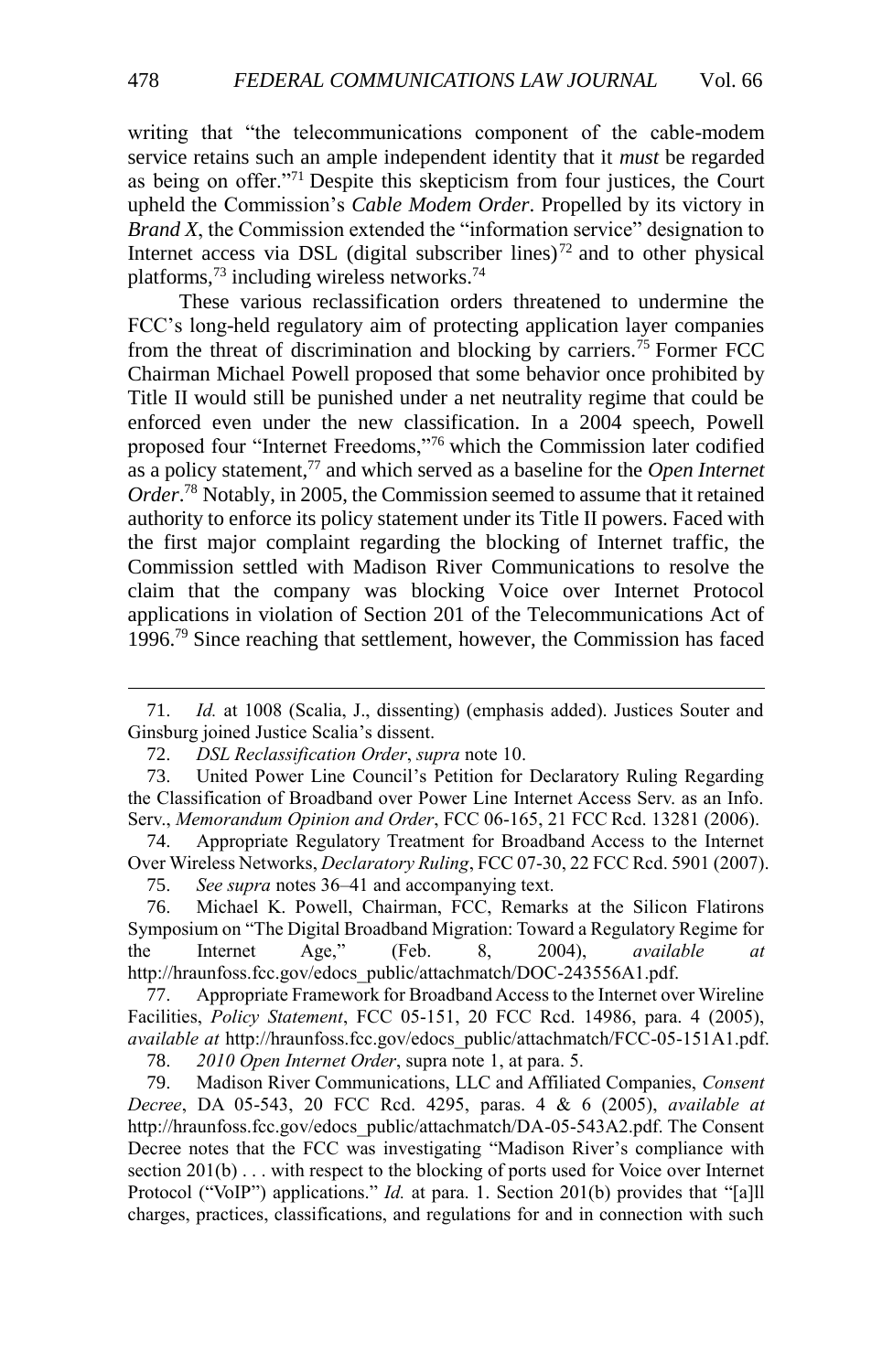writing that "the telecommunications component of the cable-modem service retains such an ample independent identity that it *must* be regarded as being on offer."[71] Despite this skepticism from four justices, the Court upheld the Commission's *Cable Modem Order*. Propelled by its victory in *Brand X*, the Commission extended the "information service" designation to Internet access via DSL (digital subscriber lines)[72] and to other physical platforms,[73] including wireless networks.[74]

These various reclassification orders threatened to undermine the FCC's long-held regulatory aim of protecting application layer companies from the threat of discrimination and blocking by carriers.[75] Former FCC Chairman Michael Powell proposed that some behavior once prohibited by Title II would still be punished under a net neutrality regime that could be enforced even under the new classification. In a 2004 speech, Powell proposed four "Internet Freedoms,"[76] which the Commission later codified as a policy statement,[77] and which served as a baseline for the *Open Internet Order*.[78] Notably, in 2005, the Commission seemed to assume that it retained authority to enforce its policy statement under its Title II powers. Faced with the first major complaint regarding the blocking of Internet traffic, the Commission settled with Madison River Communications to resolve the claim that the company was blocking Voice over Internet Protocol applications in violation of Section 201 of the Telecommunications Act of 1996.[79] Since reaching that settlement, however, the Commission has faced

---

71. *Id.* at 1008 (Scalia, J., dissenting) (emphasis added). Justices Souter and Ginsburg joined Justice Scalia's dissent.

72. *DSL Reclassification Order*, *supra* note 10.

73. United Power Line Council's Petition for Declaratory Ruling Regarding the Classification of Broadband over Power Line Internet Access Serv. as an Info. Serv., *Memorandum Opinion and Order*, FCC 06-165, 21 FCC Rcd. 13281 (2006).

74. Appropriate Regulatory Treatment for Broadband Access to the Internet Over Wireless Networks, *Declaratory Ruling*, FCC 07-30, 22 FCC Rcd. 5901 (2007).

75. *See supra* notes 36–41 and accompanying text.

76. Michael K. Powell, Chairman, FCC, Remarks at the Silicon Flatirons Symposium on "The Digital Broadband Migration: Toward a Regulatory Regime for the Internet Age," (Feb. 8, 2004), *available at* http://hraunfoss.fcc.gov/edocs_public/attachmatch/DOC-243556A1.pdf.

77. Appropriate Framework for Broadband Access to the Internet over Wireline Facilities, *Policy Statement*, FCC 05-151, 20 FCC Rcd. 14986, para. 4 (2005), *available at* http://hraunfoss.fcc.gov/edocs_public/attachmatch/FCC-05-151A1.pdf.

78. *2010 Open Internet Order*, supra note 1, at para. 5.

79. Madison River Communications, LLC and Affiliated Companies, *Consent Decree*, DA 05-543, 20 FCC Rcd. 4295, paras. 4 & 6 (2005), *available at* http://hraunfoss.fcc.gov/edocs_public/attachmatch/DA-05-543A2.pdf. The Consent Decree notes that the FCC was investigating "Madison River's compliance with section 201(b) . . . with respect to the blocking of ports used for Voice over Internet Protocol ("VoIP") applications." *Id.* at para. 1. Section 201(b) provides that "[a]ll charges, practices, classifications, and regulations for and in connection with such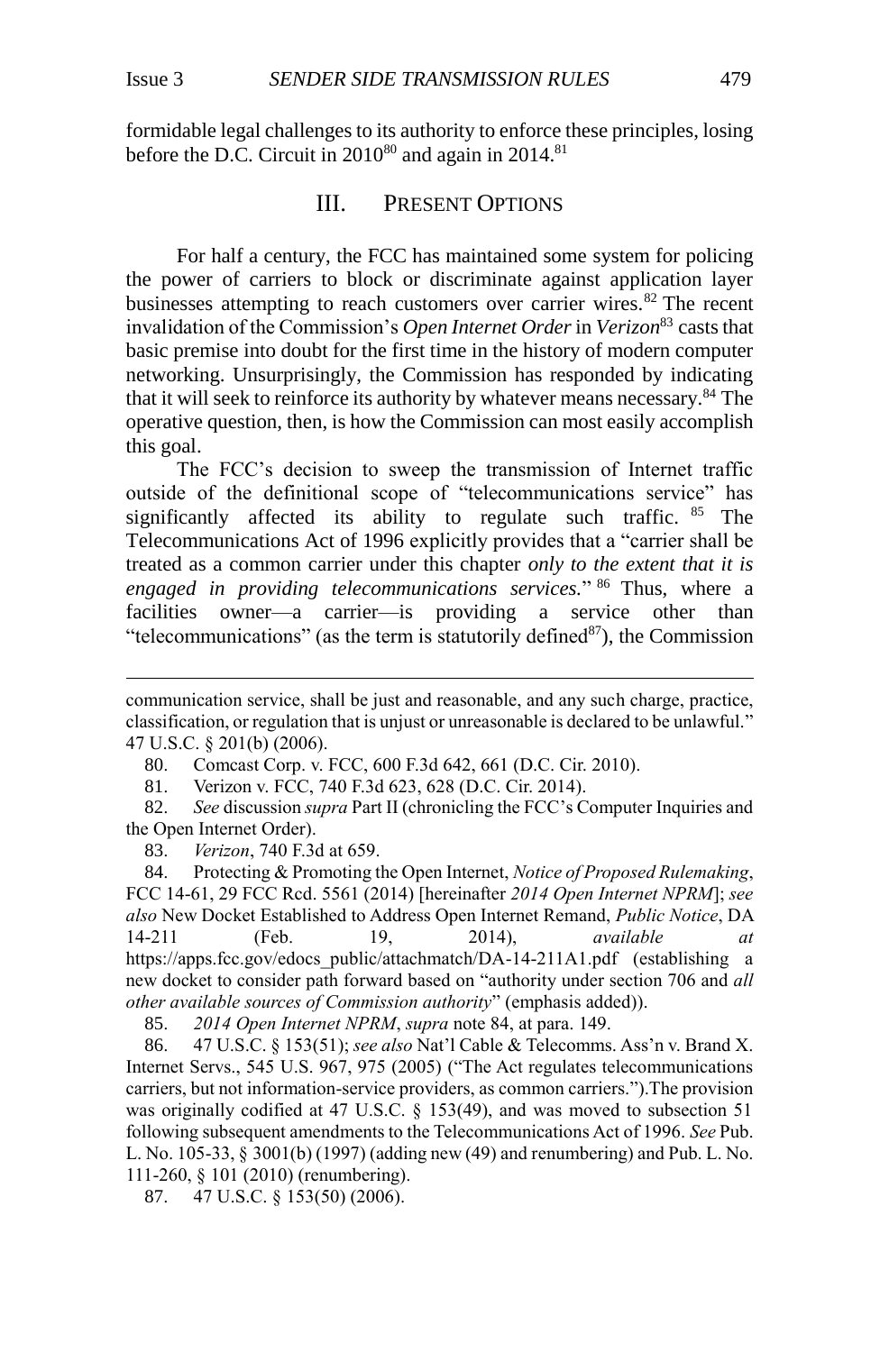formidable legal challenges to its authority to enforce these principles, losing before the D.C. Circuit in 2010[80] and again in 2014.[81]

## III. PRESENT OPTIONS

For half a century, the FCC has maintained some system for policing the power of carriers to block or discriminate against application layer businesses attempting to reach customers over carrier wires.[82] The recent invalidation of the Commission's *Open Internet Order* in *Verizon*[83] casts that basic premise into doubt for the first time in the history of modern computer networking. Unsurprisingly, the Commission has responded by indicating that it will seek to reinforce its authority by whatever means necessary.[84] The operative question, then, is how the Commission can most easily accomplish this goal.

The FCC's decision to sweep the transmission of Internet traffic outside of the definitional scope of "telecommunications service" has significantly affected its ability to regulate such traffic.[85] The Telecommunications Act of 1996 explicitly provides that a "carrier shall be treated as a common carrier under this chapter *only to the extent that it is engaged in providing telecommunications services.*"[86] Thus, where a facilities owner—a carrier—is providing a service other than "telecommunications" (as the term is statutorily defined[87]), the Commission

---

communication service, shall be just and reasonable, and any such charge, practice, classification, or regulation that is unjust or unreasonable is declared to be unlawful." 47 U.S.C. § 201(b) (2006).

80. Comcast Corp. v. FCC, 600 F.3d 642, 661 (D.C. Cir. 2010).

81. Verizon v. FCC, 740 F.3d 623, 628 (D.C. Cir. 2014).

82. *See* discussion *supra* Part II (chronicling the FCC's Computer Inquiries and the Open Internet Order).

83. *Verizon*, 740 F.3d at 659.

84. Protecting & Promoting the Open Internet, *Notice of Proposed Rulemaking*, FCC 14-61, 29 FCC Rcd. 5561 (2014) [hereinafter *2014 Open Internet NPRM*]; *see also* New Docket Established to Address Open Internet Remand, *Public Notice*, DA 14-211 (Feb. 19, 2014), *available at* https://apps.fcc.gov/edocs_public/attachmatch/DA-14-211A1.pdf (establishing a new docket to consider path forward based on "authority under section 706 and *all other available sources of Commission authority*" (emphasis added)).

85. *2014 Open Internet NPRM*, *supra* note 84, at para. 149.

86. 47 U.S.C. § 153(51); *see also* Nat'l Cable & Telecomms. Ass'n v. Brand X. Internet Servs., 545 U.S. 967, 975 (2005) ("The Act regulates telecommunications carriers, but not information-service providers, as common carriers.").The provision was originally codified at 47 U.S.C. § 153(49), and was moved to subsection 51 following subsequent amendments to the Telecommunications Act of 1996. *See* Pub. L. No. 105-33, § 3001(b) (1997) (adding new (49) and renumbering) and Pub. L. No. 111-260, § 101 (2010) (renumbering).

87. 47 U.S.C. § 153(50) (2006).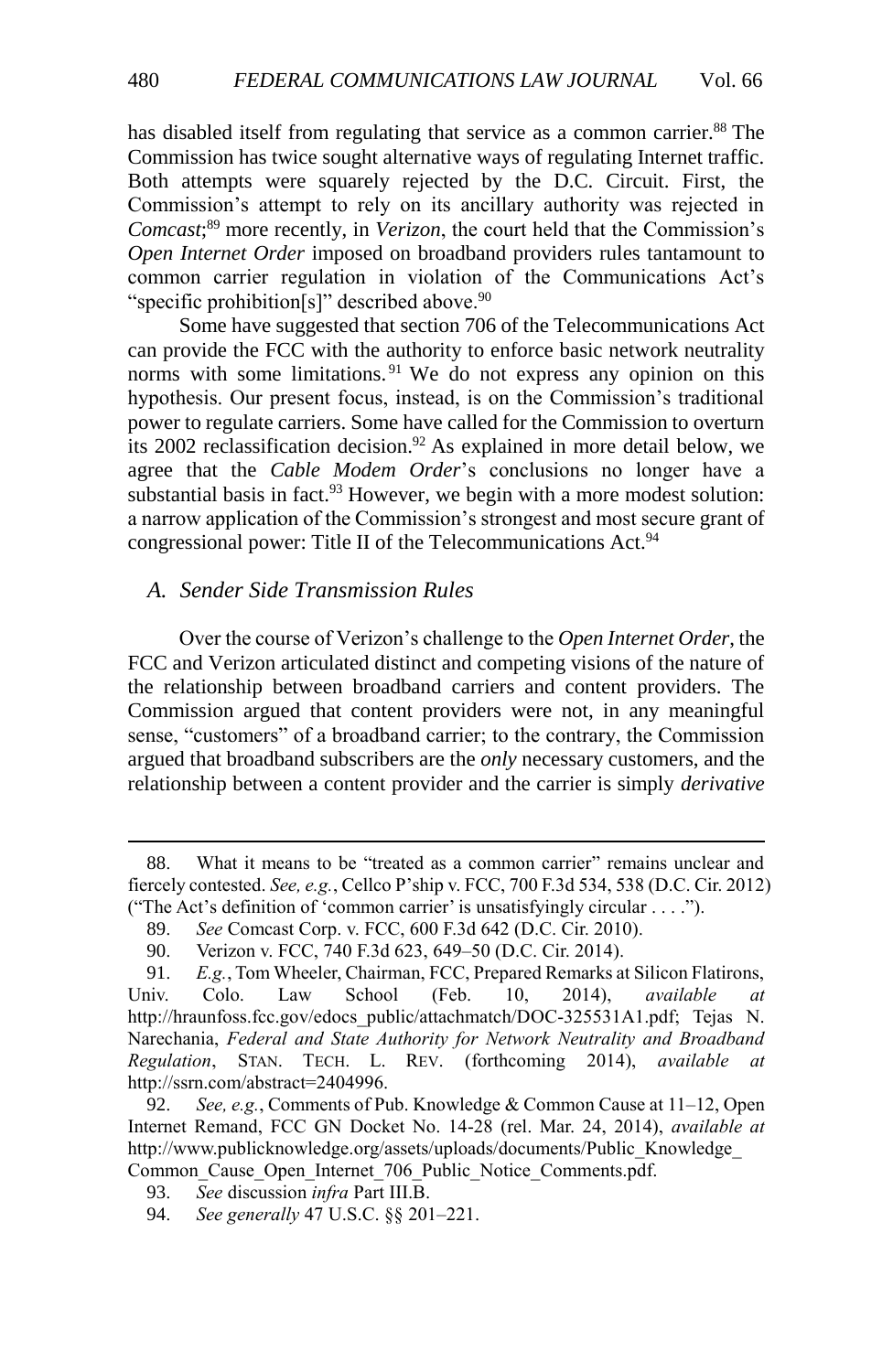has disabled itself from regulating that service as a common carrier.[88] The Commission has twice sought alternative ways of regulating Internet traffic. Both attempts were squarely rejected by the D.C. Circuit. First, the Commission's attempt to rely on its ancillary authority was rejected in *Comcast*;[89] more recently, in *Verizon*, the court held that the Commission's *Open Internet Order* imposed on broadband providers rules tantamount to common carrier regulation in violation of the Communications Act's "specific prohibition[s]" described above.[90]

Some have suggested that section 706 of the Telecommunications Act can provide the FCC with the authority to enforce basic network neutrality norms with some limitations.[91] We do not express any opinion on this hypothesis. Our present focus, instead, is on the Commission's traditional power to regulate carriers. Some have called for the Commission to overturn its 2002 reclassification decision.[92] As explained in more detail below, we agree that the *Cable Modem Order*'s conclusions no longer have a substantial basis in fact.[93] However, we begin with a more modest solution: a narrow application of the Commission's strongest and most secure grant of congressional power: Title II of the Telecommunications Act.[94]

### *A. Sender Side Transmission Rules*

Over the course of Verizon's challenge to the *Open Internet Order*, the FCC and Verizon articulated distinct and competing visions of the nature of the relationship between broadband carriers and content providers. The Commission argued that content providers were not, in any meaningful sense, "customers" of a broadband carrier; to the contrary, the Commission argued that broadband subscribers are the *only* necessary customers, and the relationship between a content provider and the carrier is simply *derivative*

---

88. What it means to be "treated as a common carrier" remains unclear and fiercely contested. *See, e.g.*, Cellco P'ship v. FCC, 700 F.3d 534, 538 (D.C. Cir. 2012) ("The Act's definition of 'common carrier' is unsatisfyingly circular . . . .").

89. *See* Comcast Corp. v. FCC, 600 F.3d 642 (D.C. Cir. 2010).

90. Verizon v. FCC, 740 F.3d 623, 649–50 (D.C. Cir. 2014).

91. *E.g.*, Tom Wheeler, Chairman, FCC, Prepared Remarks at Silicon Flatirons, Univ. Colo. Law School (Feb. 10, 2014), *available at* http://hraunfoss.fcc.gov/edocs_public/attachmatch/DOC-325531A1.pdf; Tejas N. Narechania, *Federal and State Authority for Network Neutrality and Broadband Regulation*, STAN. TECH. L. REV. (forthcoming 2014), *available at* http://ssrn.com/abstract=2404996.

92. *See, e.g.*, Comments of Pub. Knowledge & Common Cause at 11–12, Open Internet Remand, FCC GN Docket No. 14-28 (rel. Mar. 24, 2014), *available at* http://www.publicknowledge.org/assets/uploads/documents/Public_Knowledge_Common_Cause_Open_Internet_706_Public_Notice_Comments.pdf.

93. *See* discussion *infra* Part III.B.

94. *See generally* 47 U.S.C. §§ 201–221.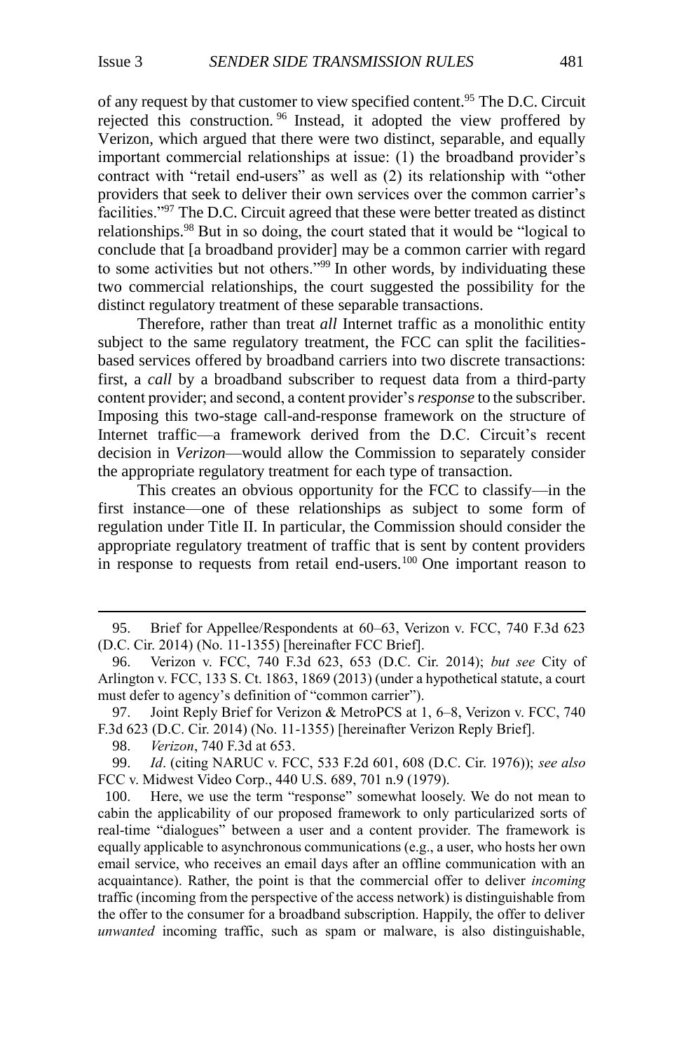of any request by that customer to view specified content.[95] The D.C. Circuit rejected this construction.[96] Instead, it adopted the view proffered by Verizon, which argued that there were two distinct, separable, and equally important commercial relationships at issue: (1) the broadband provider's contract with "retail end-users" as well as (2) its relationship with "other providers that seek to deliver their own services over the common carrier's facilities."[97] The D.C. Circuit agreed that these were better treated as distinct relationships.[98] But in so doing, the court stated that it would be "logical to conclude that [a broadband provider] may be a common carrier with regard to some activities but not others."[99] In other words, by individuating these two commercial relationships, the court suggested the possibility for the distinct regulatory treatment of these separable transactions.

Therefore, rather than treat *all* Internet traffic as a monolithic entity subject to the same regulatory treatment, the FCC can split the facilities-based services offered by broadband carriers into two discrete transactions: first, a *call* by a broadband subscriber to request data from a third-party content provider; and second, a content provider's *response* to the subscriber. Imposing this two-stage call-and-response framework on the structure of Internet traffic—a framework derived from the D.C. Circuit's recent decision in *Verizon*—would allow the Commission to separately consider the appropriate regulatory treatment for each type of transaction.

This creates an obvious opportunity for the FCC to classify—in the first instance—one of these relationships as subject to some form of regulation under Title II. In particular, the Commission should consider the appropriate regulatory treatment of traffic that is sent by content providers in response to requests from retail end-users.[100] One important reason to

---

95. Brief for Appellee/Respondents at 60–63, Verizon v. FCC, 740 F.3d 623 (D.C. Cir. 2014) (No. 11-1355) [hereinafter FCC Brief].

96. Verizon v. FCC, 740 F.3d 623, 653 (D.C. Cir. 2014); *but see* City of Arlington v. FCC, 133 S. Ct. 1863, 1869 (2013) (under a hypothetical statute, a court must defer to agency's definition of "common carrier").

97. Joint Reply Brief for Verizon & MetroPCS at 1, 6–8, Verizon v. FCC, 740 F.3d 623 (D.C. Cir. 2014) (No. 11-1355) [hereinafter Verizon Reply Brief].

98. *Verizon*, 740 F.3d at 653.

99. *Id*. (citing NARUC v. FCC, 533 F.2d 601, 608 (D.C. Cir. 1976)); *see also* FCC v. Midwest Video Corp., 440 U.S. 689, 701 n.9 (1979).

100. Here, we use the term "response" somewhat loosely. We do not mean to cabin the applicability of our proposed framework to only particularized sorts of real-time "dialogues" between a user and a content provider. The framework is equally applicable to asynchronous communications (e.g., a user, who hosts her own email service, who receives an email days after an offline communication with an acquaintance). Rather, the point is that the commercial offer to deliver *incoming* traffic (incoming from the perspective of the access network) is distinguishable from the offer to the consumer for a broadband subscription. Happily, the offer to deliver *unwanted* incoming traffic, such as spam or malware, is also distinguishable,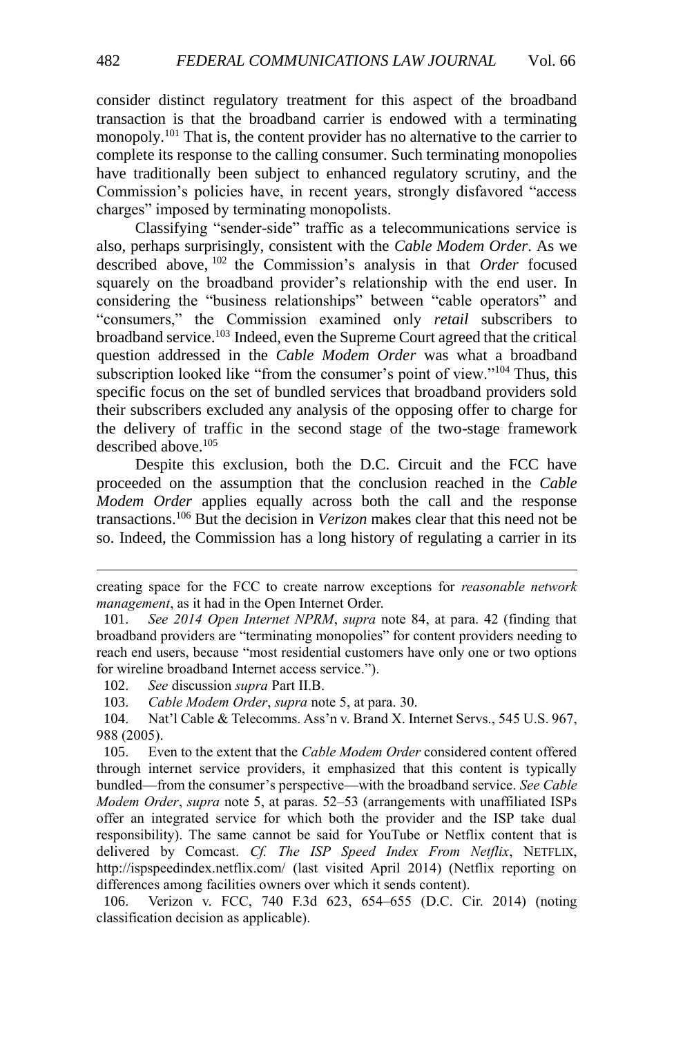consider distinct regulatory treatment for this aspect of the broadband transaction is that the broadband carrier is endowed with a terminating monopoly.[101] That is, the content provider has no alternative to the carrier to complete its response to the calling consumer. Such terminating monopolies have traditionally been subject to enhanced regulatory scrutiny, and the Commission's policies have, in recent years, strongly disfavored "access charges" imposed by terminating monopolists.

Classifying "sender-side" traffic as a telecommunications service is also, perhaps surprisingly, consistent with the *Cable Modem Order*. As we described above,[102] the Commission's analysis in that *Order* focused squarely on the broadband provider's relationship with the end user. In considering the "business relationships" between "cable operators" and "consumers," the Commission examined only *retail* subscribers to broadband service.[103] Indeed, even the Supreme Court agreed that the critical question addressed in the *Cable Modem Order* was what a broadband subscription looked like "from the consumer's point of view."[104] Thus, this specific focus on the set of bundled services that broadband providers sold their subscribers excluded any analysis of the opposing offer to charge for the delivery of traffic in the second stage of the two-stage framework described above.[105]

Despite this exclusion, both the D.C. Circuit and the FCC have proceeded on the assumption that the conclusion reached in the *Cable Modem Order* applies equally across both the call and the response transactions.[106] But the decision in *Verizon* makes clear that this need not be so. Indeed, the Commission has a long history of regulating a carrier in its

---

creating space for the FCC to create narrow exceptions for *reasonable network management*, as it had in the Open Internet Order.

101. *See 2014 Open Internet NPRM*, *supra* note 84, at para. 42 (finding that broadband providers are "terminating monopolies" for content providers needing to reach end users, because "most residential customers have only one or two options for wireline broadband Internet access service.").

102. *See* discussion *supra* Part II.B.

103. *Cable Modem Order*, *supra* note 5, at para. 30.

104. Nat'l Cable & Telecomms. Ass'n v. Brand X. Internet Servs., 545 U.S. 967, 988 (2005).

105. Even to the extent that the *Cable Modem Order* considered content offered through internet service providers, it emphasized that this content is typically bundled—from the consumer's perspective—with the broadband service. *See Cable Modem Order*, *supra* note 5, at paras. 52–53 (arrangements with unaffiliated ISPs offer an integrated service for which both the provider and the ISP take dual responsibility). The same cannot be said for YouTube or Netflix content that is delivered by Comcast. *Cf. The ISP Speed Index From Netflix*, NETFLIX, http://ispspeedindex.netflix.com/ (last visited April 2014) (Netflix reporting on differences among facilities owners over which it sends content).

106. Verizon v. FCC, 740 F.3d 623, 654–655 (D.C. Cir. 2014) (noting classification decision as applicable).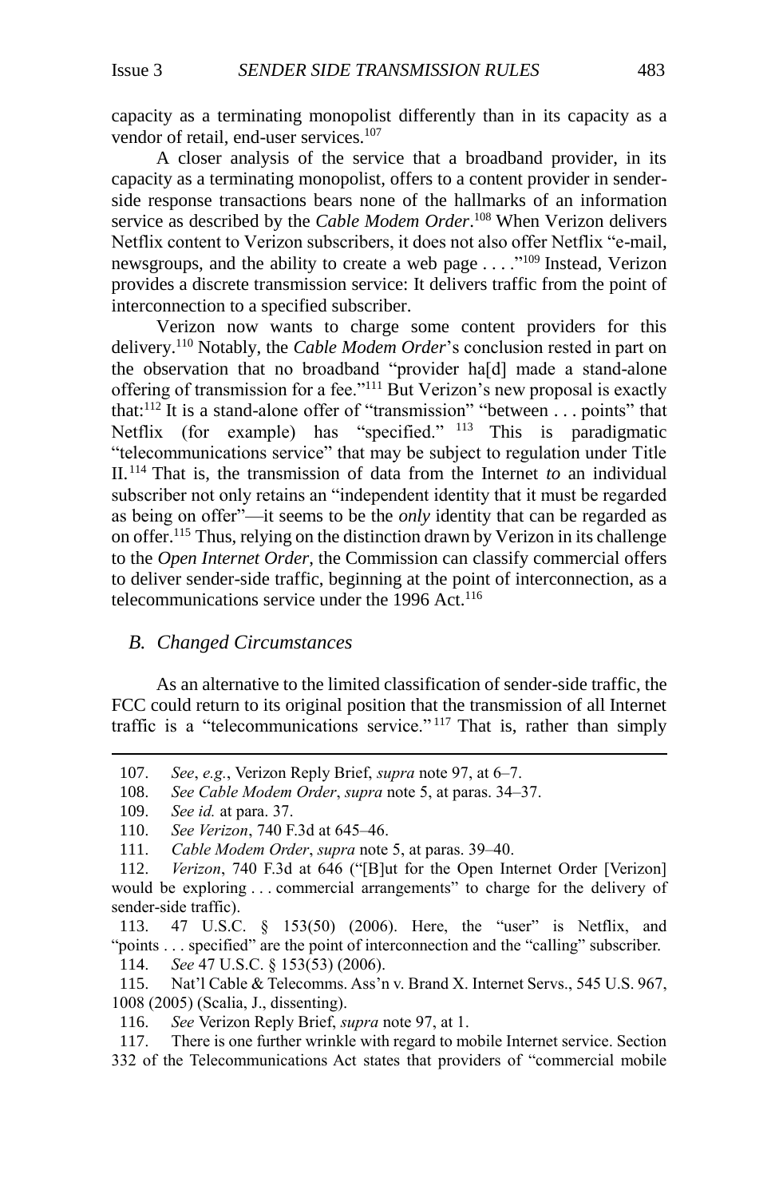capacity as a terminating monopolist differently than in its capacity as a vendor of retail, end-user services.[107]

A closer analysis of the service that a broadband provider, in its capacity as a terminating monopolist, offers to a content provider in sender-side response transactions bears none of the hallmarks of an information service as described by the *Cable Modem Order*.[108] When Verizon delivers Netflix content to Verizon subscribers, it does not also offer Netflix "e-mail, newsgroups, and the ability to create a web page . . . ."[109] Instead, Verizon provides a discrete transmission service: It delivers traffic from the point of interconnection to a specified subscriber.

Verizon now wants to charge some content providers for this delivery.[110] Notably, the *Cable Modem Order*'s conclusion rested in part on the observation that no broadband "provider ha[d] made a stand-alone offering of transmission for a fee."[111] But Verizon's new proposal is exactly that:[112] It is a stand-alone offer of "transmission" "between . . . points" that Netflix (for example) has "specified."[113] This is paradigmatic "telecommunications service" that may be subject to regulation under Title II.[114] That is, the transmission of data from the Internet *to* an individual subscriber not only retains an "independent identity that it must be regarded as being on offer"—it seems to be the *only* identity that can be regarded as on offer.[115] Thus, relying on the distinction drawn by Verizon in its challenge to the *Open Internet Order*, the Commission can classify commercial offers to deliver sender-side traffic, beginning at the point of interconnection, as a telecommunications service under the 1996 Act.[116]

### *B. Changed Circumstances*

As an alternative to the limited classification of sender-side traffic, the FCC could return to its original position that the transmission of all Internet traffic is a "telecommunications service."[117] That is, rather than simply

---

107. *See*, *e.g.*, Verizon Reply Brief, *supra* note 97, at 6–7.

108. *See Cable Modem Order*, *supra* note 5, at paras. 34–37.

109. *See id.* at para. 37.

110. *See Verizon*, 740 F.3d at 645–46.

111. *Cable Modem Order*, *supra* note 5, at paras. 39–40.

112. *Verizon*, 740 F.3d at 646 ("[B]ut for the Open Internet Order [Verizon] would be exploring . . . commercial arrangements" to charge for the delivery of sender-side traffic).

113. 47 U.S.C. § 153(50) (2006). Here, the "user" is Netflix, and "points . . . specified" are the point of interconnection and the "calling" subscriber.

114. *See* 47 U.S.C. § 153(53) (2006).

115. Nat'l Cable & Telecomms. Ass'n v. Brand X. Internet Servs., 545 U.S. 967, 1008 (2005) (Scalia, J., dissenting).

116. *See* Verizon Reply Brief, *supra* note 97, at 1.

117. There is one further wrinkle with regard to mobile Internet service. Section 332 of the Telecommunications Act states that providers of "commercial mobile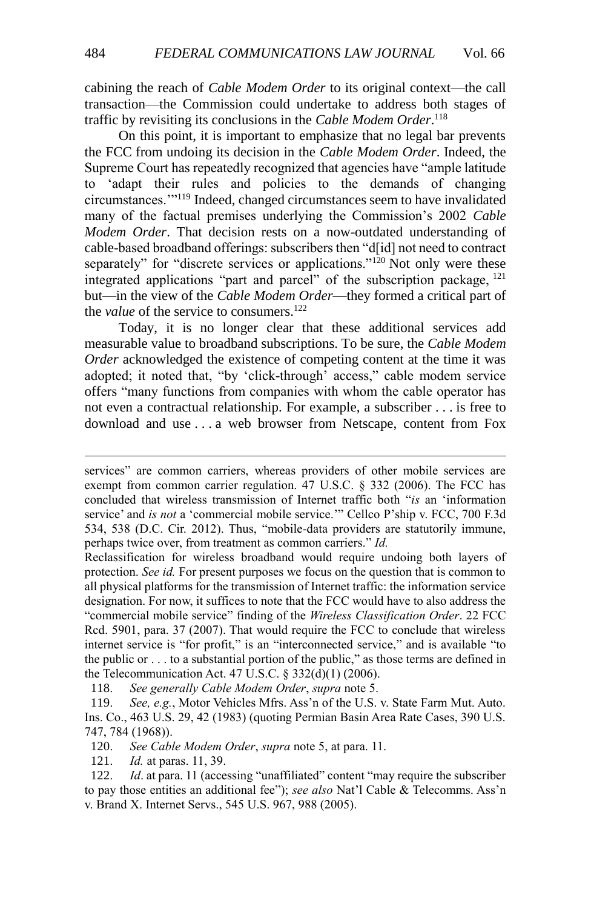cabining the reach of *Cable Modem Order* to its original context—the call transaction—the Commission could undertake to address both stages of traffic by revisiting its conclusions in the *Cable Modem Order*.[118]

On this point, it is important to emphasize that no legal bar prevents the FCC from undoing its decision in the *Cable Modem Order*. Indeed, the Supreme Court has repeatedly recognized that agencies have "ample latitude to 'adapt their rules and policies to the demands of changing circumstances.'"[119] Indeed, changed circumstances seem to have invalidated many of the factual premises underlying the Commission's 2002 *Cable Modem Order*. That decision rests on a now-outdated understanding of cable-based broadband offerings: subscribers then "d[id] not need to contract separately" for "discrete services or applications."[120] Not only were these integrated applications "part and parcel" of the subscription package,[121] but—in the view of the *Cable Modem Order*—they formed a critical part of the *value* of the service to consumers.[122]

Today, it is no longer clear that these additional services add measurable value to broadband subscriptions. To be sure, the *Cable Modem Order* acknowledged the existence of competing content at the time it was adopted; it noted that, "by 'click-through' access," cable modem service offers "many functions from companies with whom the cable operator has not even a contractual relationship. For example, a subscriber . . . is free to download and use . . . a web browser from Netscape, content from Fox

---

services" are common carriers, whereas providers of other mobile services are exempt from common carrier regulation. 47 U.S.C. § 332 (2006). The FCC has concluded that wireless transmission of Internet traffic both "*is* an 'information service' and *is not* a 'commercial mobile service.'" Cellco P'ship v. FCC, 700 F.3d 534, 538 (D.C. Cir. 2012). Thus, "mobile-data providers are statutorily immune, perhaps twice over, from treatment as common carriers." *Id.*

Reclassification for wireless broadband would require undoing both layers of protection. *See id.* For present purposes we focus on the question that is common to all physical platforms for the transmission of Internet traffic: the information service designation. For now, it suffices to note that the FCC would have to also address the "commercial mobile service" finding of the *Wireless Classification Order*. 22 FCC Rcd. 5901, para. 37 (2007). That would require the FCC to conclude that wireless internet service is "for profit," is an "interconnected service," and is available "to the public or . . . to a substantial portion of the public," as those terms are defined in the Telecommunication Act. 47 U.S.C. § 332(d)(1) (2006).

118. *See generally Cable Modem Order*, *supra* note 5.

119. *See, e.g.*, Motor Vehicles Mfrs. Ass'n of the U.S. v. State Farm Mut. Auto. Ins. Co., 463 U.S. 29, 42 (1983) (quoting Permian Basin Area Rate Cases, 390 U.S. 747, 784 (1968)).

120. *See Cable Modem Order*, *supra* note 5, at para. 11.

121. *Id.* at paras. 11, 39.

122. *Id*. at para. 11 (accessing "unaffiliated" content "may require the subscriber to pay those entities an additional fee"); *see also* Nat'l Cable & Telecomms. Ass'n v. Brand X. Internet Servs., 545 U.S. 967, 988 (2005).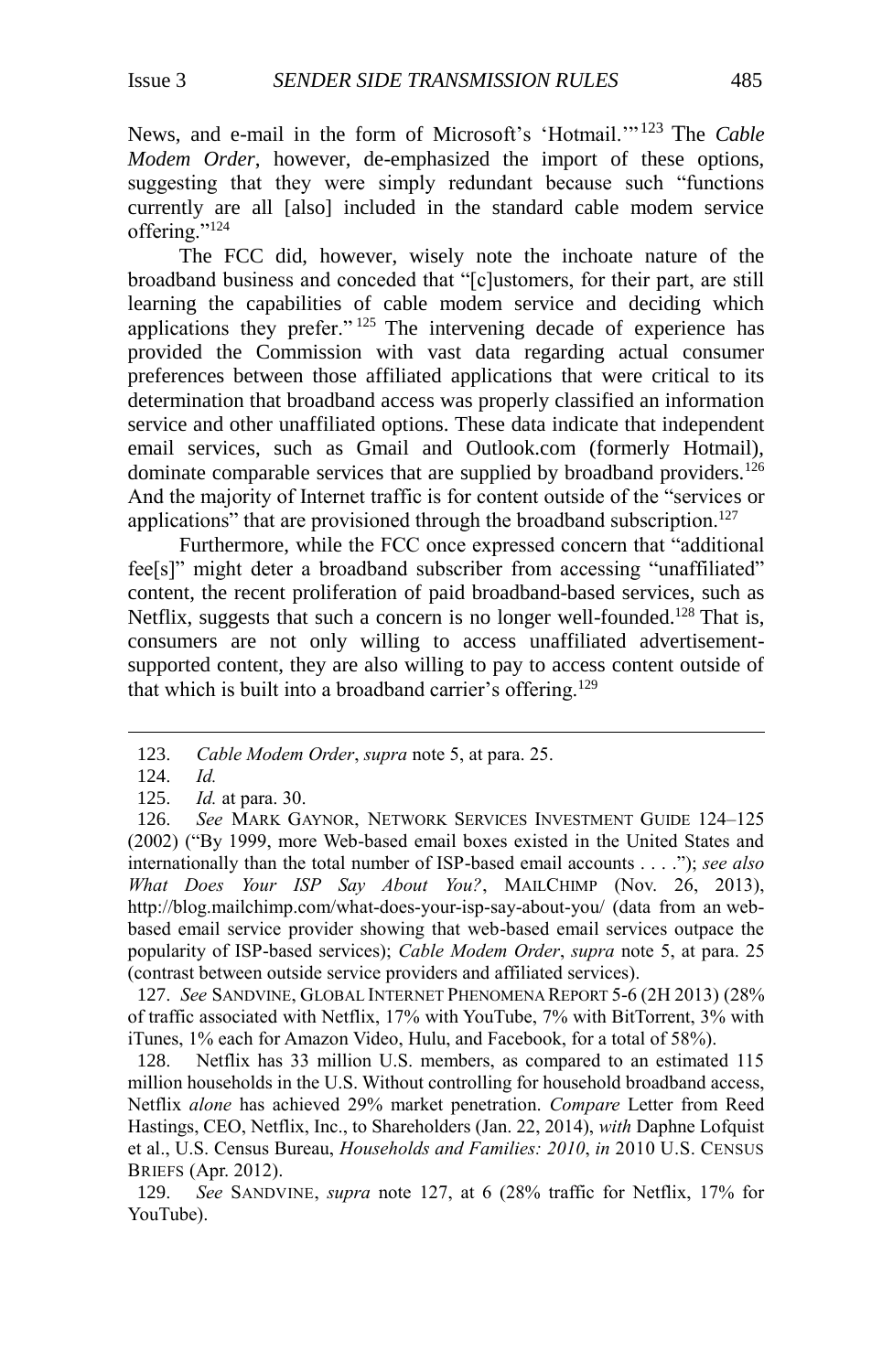News, and e-mail in the form of Microsoft's 'Hotmail.'"[123] The *Cable Modem Order*, however, de-emphasized the import of these options, suggesting that they were simply redundant because such "functions currently are all [also] included in the standard cable modem service offering."[124]

The FCC did, however, wisely note the inchoate nature of the broadband business and conceded that "[c]ustomers, for their part, are still learning the capabilities of cable modem service and deciding which applications they prefer."[125] The intervening decade of experience has provided the Commission with vast data regarding actual consumer preferences between those affiliated applications that were critical to its determination that broadband access was properly classified an information service and other unaffiliated options. These data indicate that independent email services, such as Gmail and Outlook.com (formerly Hotmail), dominate comparable services that are supplied by broadband providers.[126] And the majority of Internet traffic is for content outside of the "services or applications" that are provisioned through the broadband subscription.[127]

Furthermore, while the FCC once expressed concern that "additional fee[s]" might deter a broadband subscriber from accessing "unaffiliated" content, the recent proliferation of paid broadband-based services, such as Netflix, suggests that such a concern is no longer well-founded.[128] That is, consumers are not only willing to access unaffiliated advertisement-supported content, they are also willing to pay to access content outside of that which is built into a broadband carrier's offering.[129]

---

123. *Cable Modem Order*, *supra* note 5, at para. 25.

124. *Id.*

125. *Id.* at para. 30.

126. *See* MARK GAYNOR, NETWORK SERVICES INVESTMENT GUIDE 124–125 (2002) ("By 1999, more Web-based email boxes existed in the United States and internationally than the total number of ISP-based email accounts . . . ."); *see also What Does Your ISP Say About You?*, MAILCHIMP (Nov. 26, 2013), http://blog.mailchimp.com/what-does-your-isp-say-about-you/ (data from an web-based email service provider showing that web-based email services outpace the popularity of ISP-based services); *Cable Modem Order*, *supra* note 5, at para. 25 (contrast between outside service providers and affiliated services).

127. *See* SANDVINE, GLOBAL INTERNET PHENOMENA REPORT 5-6 (2H 2013) (28% of traffic associated with Netflix, 17% with YouTube, 7% with BitTorrent, 3% with iTunes, 1% each for Amazon Video, Hulu, and Facebook, for a total of 58%).

128. Netflix has 33 million U.S. members, as compared to an estimated 115 million households in the U.S. Without controlling for household broadband access, Netflix *alone* has achieved 29% market penetration. *Compare* Letter from Reed Hastings, CEO, Netflix, Inc., to Shareholders (Jan. 22, 2014), *with* Daphne Lofquist et al., U.S. Census Bureau, *Households and Families: 2010*, *in* 2010 U.S. CENSUS BRIEFS (Apr. 2012).

129. *See* SANDVINE, *supra* note 127, at 6 (28% traffic for Netflix, 17% for YouTube).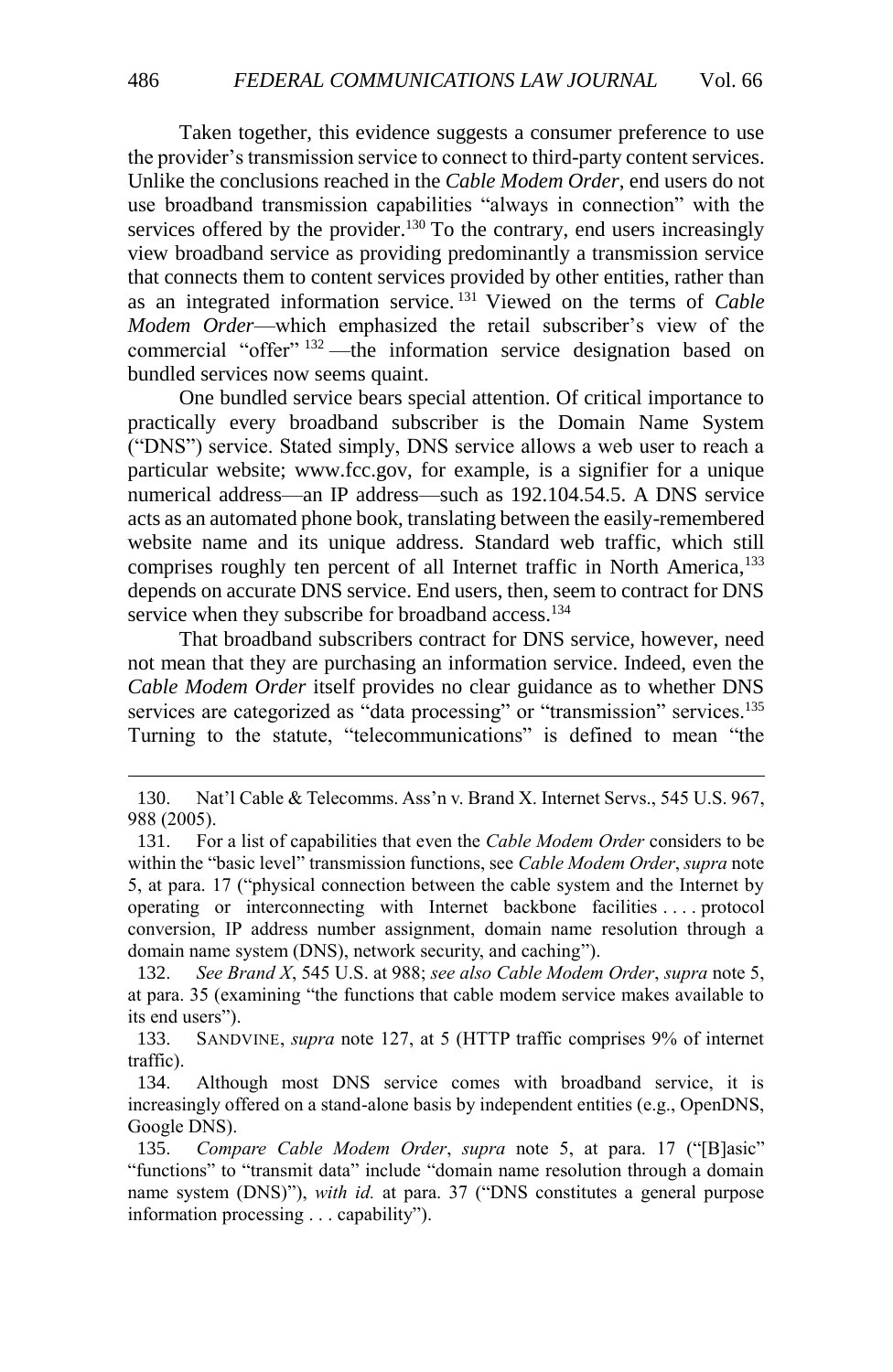Taken together, this evidence suggests a consumer preference to use the provider's transmission service to connect to third-party content services. Unlike the conclusions reached in the *Cable Modem Order*, end users do not use broadband transmission capabilities "always in connection" with the services offered by the provider.[130] To the contrary, end users increasingly view broadband service as providing predominantly a transmission service that connects them to content services provided by other entities, rather than as an integrated information service.[131] Viewed on the terms of *Cable Modem Order*—which emphasized the retail subscriber's view of the commercial "offer"[132]—the information service designation based on bundled services now seems quaint.

One bundled service bears special attention. Of critical importance to practically every broadband subscriber is the Domain Name System ("DNS") service. Stated simply, DNS service allows a web user to reach a particular website; www.fcc.gov, for example, is a signifier for a unique numerical address—an IP address—such as 192.104.54.5. A DNS service acts as an automated phone book, translating between the easily-remembered website name and its unique address. Standard web traffic, which still comprises roughly ten percent of all Internet traffic in North America,[133] depends on accurate DNS service. End users, then, seem to contract for DNS service when they subscribe for broadband access.[134]

That broadband subscribers contract for DNS service, however, need not mean that they are purchasing an information service. Indeed, even the *Cable Modem Order* itself provides no clear guidance as to whether DNS services are categorized as "data processing" or "transmission" services.[135] Turning to the statute, "telecommunications" is defined to mean "the

---

130. Nat'l Cable & Telecomms. Ass'n v. Brand X. Internet Servs., 545 U.S. 967, 988 (2005).

131. For a list of capabilities that even the *Cable Modem Order* considers to be within the "basic level" transmission functions, see *Cable Modem Order*, *supra* note 5, at para. 17 ("physical connection between the cable system and the Internet by operating or interconnecting with Internet backbone facilities . . . . protocol conversion, IP address number assignment, domain name resolution through a domain name system (DNS), network security, and caching").

132. *See Brand X*, 545 U.S. at 988; *see also Cable Modem Order*, *supra* note 5, at para. 35 (examining "the functions that cable modem service makes available to its end users").

133. SANDVINE, *supra* note 127, at 5 (HTTP traffic comprises 9% of internet traffic).

134. Although most DNS service comes with broadband service, it is increasingly offered on a stand-alone basis by independent entities (e.g., OpenDNS, Google DNS).

135. *Compare Cable Modem Order*, *supra* note 5, at para. 17 ("[B]asic" "functions" to "transmit data" include "domain name resolution through a domain name system (DNS)"), *with id.* at para. 37 ("DNS constitutes a general purpose information processing . . . capability").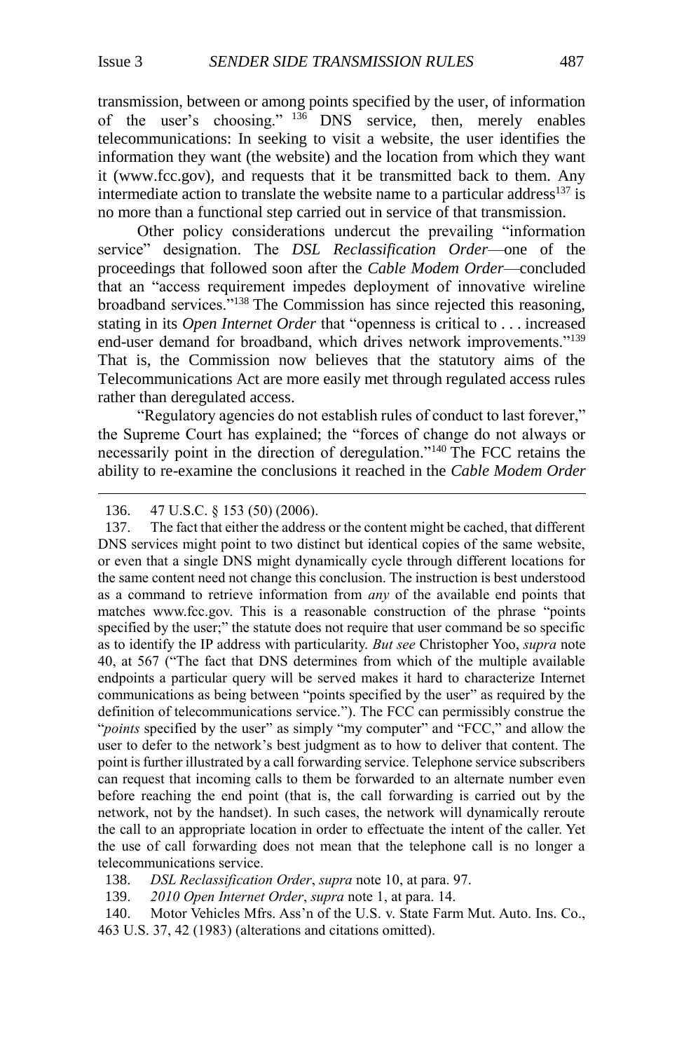transmission, between or among points specified by the user, of information of the user's choosing."[136] DNS service, then, merely enables telecommunications: In seeking to visit a website, the user identifies the information they want (the website) and the location from which they want it (www.fcc.gov), and requests that it be transmitted back to them. Any intermediate action to translate the website name to a particular address[137] is no more than a functional step carried out in service of that transmission.

Other policy considerations undercut the prevailing "information service" designation. The *DSL Reclassification Order*—one of the proceedings that followed soon after the *Cable Modem Order*—concluded that an "access requirement impedes deployment of innovative wireline broadband services."[138] The Commission has since rejected this reasoning, stating in its *Open Internet Order* that "openness is critical to . . . increased end-user demand for broadband, which drives network improvements."[139] That is, the Commission now believes that the statutory aims of the Telecommunications Act are more easily met through regulated access rules rather than deregulated access.

"Regulatory agencies do not establish rules of conduct to last forever," the Supreme Court has explained; the "forces of change do not always or necessarily point in the direction of deregulation."[140] The FCC retains the ability to re-examine the conclusions it reached in the *Cable Modem Order*

---

136. 47 U.S.C. § 153 (50) (2006).

137. The fact that either the address or the content might be cached, that different DNS services might point to two distinct but identical copies of the same website, or even that a single DNS might dynamically cycle through different locations for the same content need not change this conclusion. The instruction is best understood as a command to retrieve information from *any* of the available end points that matches www.fcc.gov. This is a reasonable construction of the phrase "points specified by the user;" the statute does not require that user command be so specific as to identify the IP address with particularity. *But see* Christopher Yoo, *supra* note 40, at 567 ("The fact that DNS determines from which of the multiple available endpoints a particular query will be served makes it hard to characterize Internet communications as being between "points specified by the user" as required by the definition of telecommunications service."). The FCC can permissibly construe the "*points* specified by the user" as simply "my computer" and "FCC," and allow the user to defer to the network's best judgment as to how to deliver that content. The point is further illustrated by a call forwarding service. Telephone service subscribers can request that incoming calls to them be forwarded to an alternate number even before reaching the end point (that is, the call forwarding is carried out by the network, not by the handset). In such cases, the network will dynamically reroute the call to an appropriate location in order to effectuate the intent of the caller. Yet the use of call forwarding does not mean that the telephone call is no longer a telecommunications service.

138. *DSL Reclassification Order*, *supra* note 10, at para. 97.

139. *2010 Open Internet Order*, *supra* note 1, at para. 14.

140. Motor Vehicles Mfrs. Ass'n of the U.S. v. State Farm Mut. Auto. Ins. Co., 463 U.S. 37, 42 (1983) (alterations and citations omitted).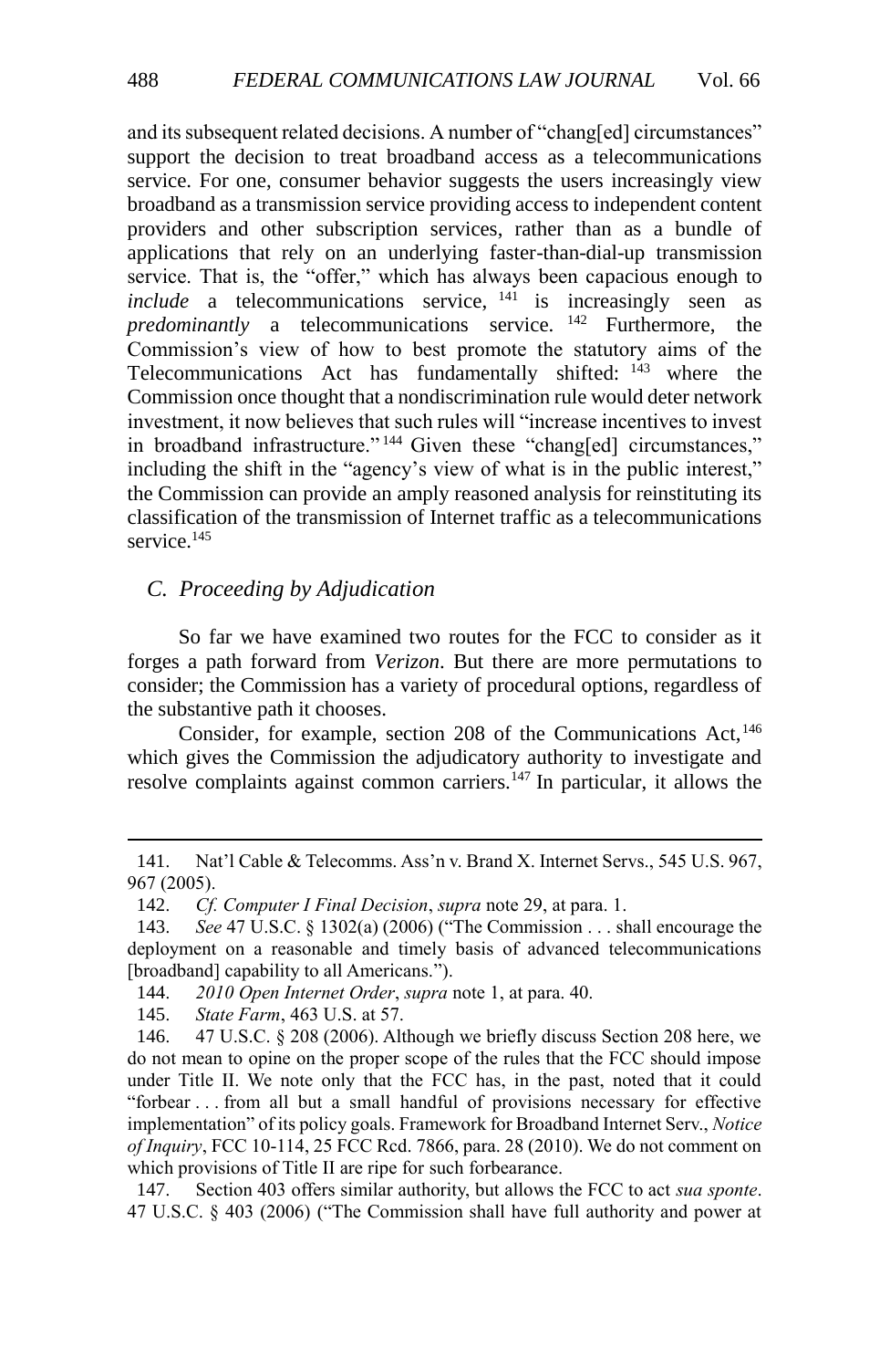and its subsequent related decisions. A number of "chang[ed] circumstances" support the decision to treat broadband access as a telecommunications service. For one, consumer behavior suggests the users increasingly view broadband as a transmission service providing access to independent content providers and other subscription services, rather than as a bundle of applications that rely on an underlying faster-than-dial-up transmission service. That is, the "offer," which has always been capacious enough to *include* a telecommunications service,[141] is increasingly seen as *predominantly* a telecommunications service.[142] Furthermore, the Commission's view of how to best promote the statutory aims of the Telecommunications Act has fundamentally shifted:[143] where the Commission once thought that a nondiscrimination rule would deter network investment, it now believes that such rules will "increase incentives to invest in broadband infrastructure."[144] Given these "chang[ed] circumstances," including the shift in the "agency's view of what is in the public interest," the Commission can provide an amply reasoned analysis for reinstituting its classification of the transmission of Internet traffic as a telecommunications service.[145]

### *C. Proceeding by Adjudication*

So far we have examined two routes for the FCC to consider as it forges a path forward from *Verizon*. But there are more permutations to consider; the Commission has a variety of procedural options, regardless of the substantive path it chooses.

Consider, for example, section 208 of the Communications Act,[146] which gives the Commission the adjudicatory authority to investigate and resolve complaints against common carriers.[147] In particular, it allows the

---

141. Nat'l Cable & Telecomms. Ass'n v. Brand X. Internet Servs., 545 U.S. 967, 967 (2005).

142. *Cf. Computer I Final Decision*, *supra* note 29, at para. 1.

143. *See* 47 U.S.C. § 1302(a) (2006) ("The Commission . . . shall encourage the deployment on a reasonable and timely basis of advanced telecommunications [broadband] capability to all Americans.").

144. *2010 Open Internet Order*, *supra* note 1, at para. 40.

145. *State Farm*, 463 U.S. at 57.

146. 47 U.S.C. § 208 (2006). Although we briefly discuss Section 208 here, we do not mean to opine on the proper scope of the rules that the FCC should impose under Title II. We note only that the FCC has, in the past, noted that it could "forbear . . . from all but a small handful of provisions necessary for effective implementation" of its policy goals. Framework for Broadband Internet Serv., *Notice of Inquiry*, FCC 10-114, 25 FCC Rcd. 7866, para. 28 (2010). We do not comment on which provisions of Title II are ripe for such forbearance.

147. Section 403 offers similar authority, but allows the FCC to act *sua sponte*. 47 U.S.C. § 403 (2006) ("The Commission shall have full authority and power at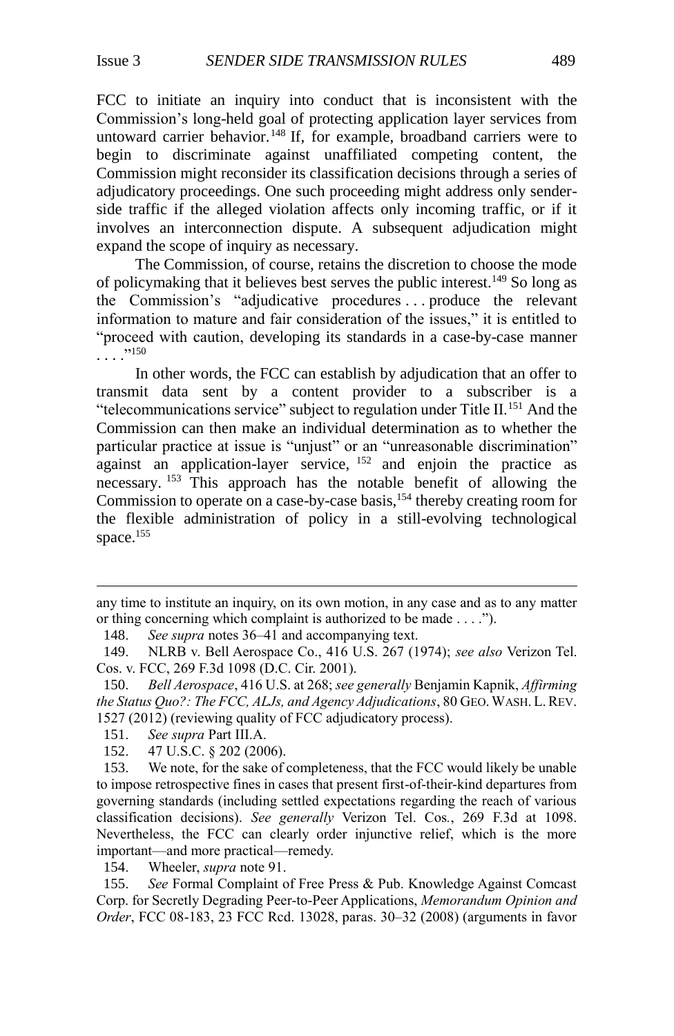FCC to initiate an inquiry into conduct that is inconsistent with the Commission's long-held goal of protecting application layer services from untoward carrier behavior.[148] If, for example, broadband carriers were to begin to discriminate against unaffiliated competing content, the Commission might reconsider its classification decisions through a series of adjudicatory proceedings. One such proceeding might address only sender-side traffic if the alleged violation affects only incoming traffic, or if it involves an interconnection dispute. A subsequent adjudication might expand the scope of inquiry as necessary.

The Commission, of course, retains the discretion to choose the mode of policymaking that it believes best serves the public interest.[149] So long as the Commission's "adjudicative procedures . . . produce the relevant information to mature and fair consideration of the issues," it is entitled to "proceed with caution, developing its standards in a case-by-case manner . . . ."[150]

In other words, the FCC can establish by adjudication that an offer to transmit data sent by a content provider to a subscriber is a "telecommunications service" subject to regulation under Title II.[151] And the Commission can then make an individual determination as to whether the particular practice at issue is "unjust" or an "unreasonable discrimination" against an application-layer service,[152] and enjoin the practice as necessary.[153] This approach has the notable benefit of allowing the Commission to operate on a case-by-case basis,[154] thereby creating room for the flexible administration of policy in a still-evolving technological space.[155]

---

any time to institute an inquiry, on its own motion, in any case and as to any matter or thing concerning which complaint is authorized to be made . . . .").

148. *See supra* notes 36–41 and accompanying text.

149. NLRB v. Bell Aerospace Co., 416 U.S. 267 (1974); *see also* Verizon Tel. Cos. v. FCC, 269 F.3d 1098 (D.C. Cir. 2001).

150. *Bell Aerospace*, 416 U.S. at 268; *see generally* Benjamin Kapnik, *Affirming the Status Quo?: The FCC, ALJs, and Agency Adjudications*, 80 GEO. WASH. L. REV. 1527 (2012) (reviewing quality of FCC adjudicatory process).

151. *See supra* Part III.A.

152. 47 U.S.C. § 202 (2006).

153. We note, for the sake of completeness, that the FCC would likely be unable to impose retrospective fines in cases that present first-of-their-kind departures from governing standards (including settled expectations regarding the reach of various classification decisions). *See generally* Verizon Tel. Cos., 269 F.3d at 1098. Nevertheless, the FCC can clearly order injunctive relief, which is the more important—and more practical—remedy.

154. Wheeler, *supra* note 91.

155. *See* Formal Complaint of Free Press & Pub. Knowledge Against Comcast Corp. for Secretly Degrading Peer-to-Peer Applications, *Memorandum Opinion and Order*, FCC 08-183, 23 FCC Rcd. 13028, paras. 30–32 (2008) (arguments in favor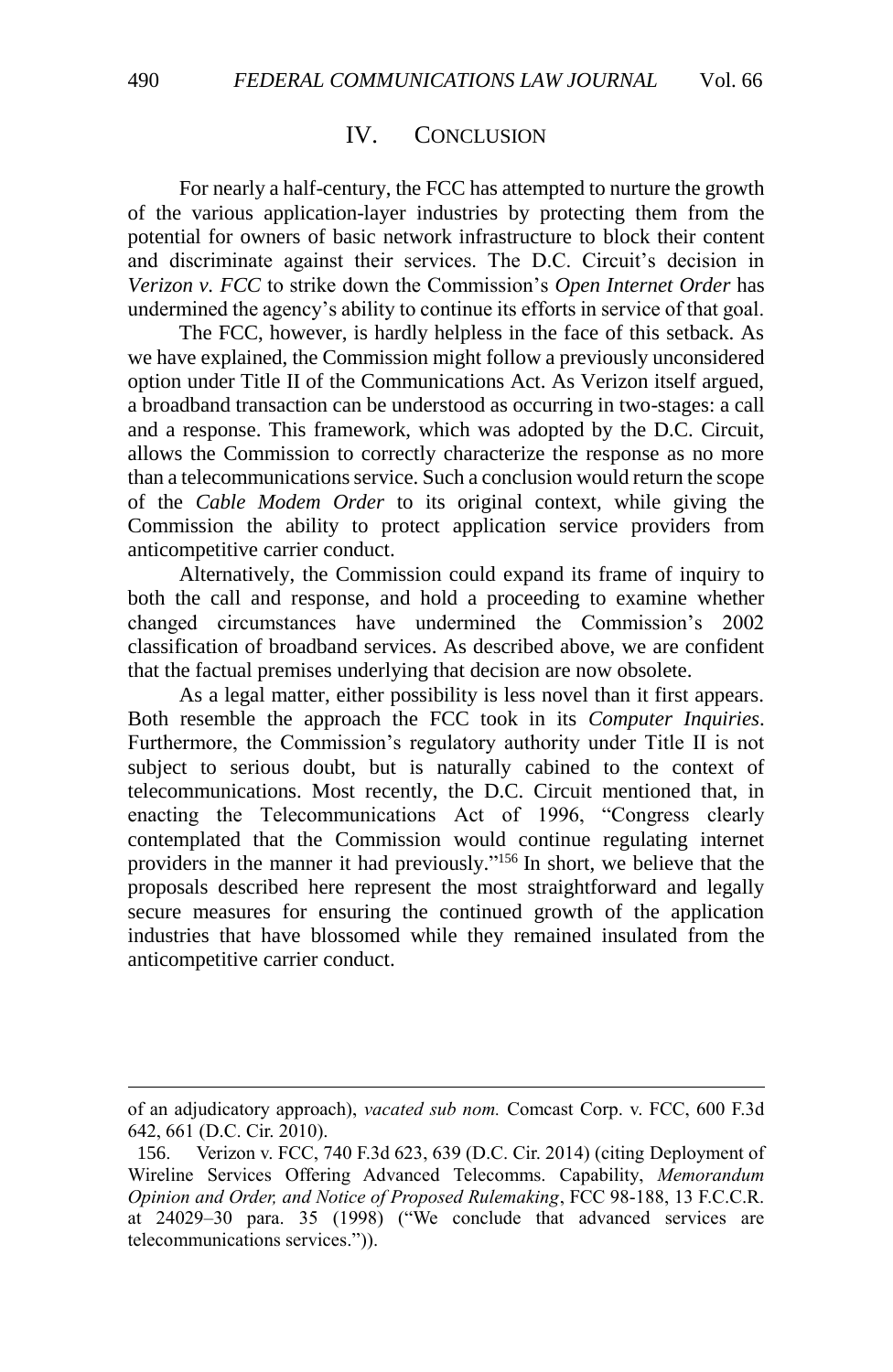## IV. CONCLUSION

For nearly a half-century, the FCC has attempted to nurture the growth of the various application-layer industries by protecting them from the potential for owners of basic network infrastructure to block their content and discriminate against their services. The D.C. Circuit's decision in *Verizon v. FCC* to strike down the Commission's *Open Internet Order* has undermined the agency's ability to continue its efforts in service of that goal.

The FCC, however, is hardly helpless in the face of this setback. As we have explained, the Commission might follow a previously unconsidered option under Title II of the Communications Act. As Verizon itself argued, a broadband transaction can be understood as occurring in two-stages: a call and a response. This framework, which was adopted by the D.C. Circuit, allows the Commission to correctly characterize the response as no more than a telecommunications service. Such a conclusion would return the scope of the *Cable Modem Order* to its original context, while giving the Commission the ability to protect application service providers from anticompetitive carrier conduct.

Alternatively, the Commission could expand its frame of inquiry to both the call and response, and hold a proceeding to examine whether changed circumstances have undermined the Commission's 2002 classification of broadband services. As described above, we are confident that the factual premises underlying that decision are now obsolete.

As a legal matter, either possibility is less novel than it first appears. Both resemble the approach the FCC took in its *Computer Inquiries*. Furthermore, the Commission's regulatory authority under Title II is not subject to serious doubt, but is naturally cabined to the context of telecommunications. Most recently, the D.C. Circuit mentioned that, in enacting the Telecommunications Act of 1996, "Congress clearly contemplated that the Commission would continue regulating internet providers in the manner it had previously."[156] In short, we believe that the proposals described here represent the most straightforward and legally secure measures for ensuring the continued growth of the application industries that have blossomed while they remained insulated from the anticompetitive carrier conduct.

---

of an adjudicatory approach), *vacated sub nom.* Comcast Corp. v. FCC, 600 F.3d 642, 661 (D.C. Cir. 2010).

156. Verizon v. FCC, 740 F.3d 623, 639 (D.C. Cir. 2014) (citing Deployment of Wireline Services Offering Advanced Telecomms. Capability, *Memorandum Opinion and Order, and Notice of Proposed Rulemaking*, FCC 98-188, 13 F.C.C.R. at 24029–30 para. 35 (1998) ("We conclude that advanced services are telecommunications services.")).